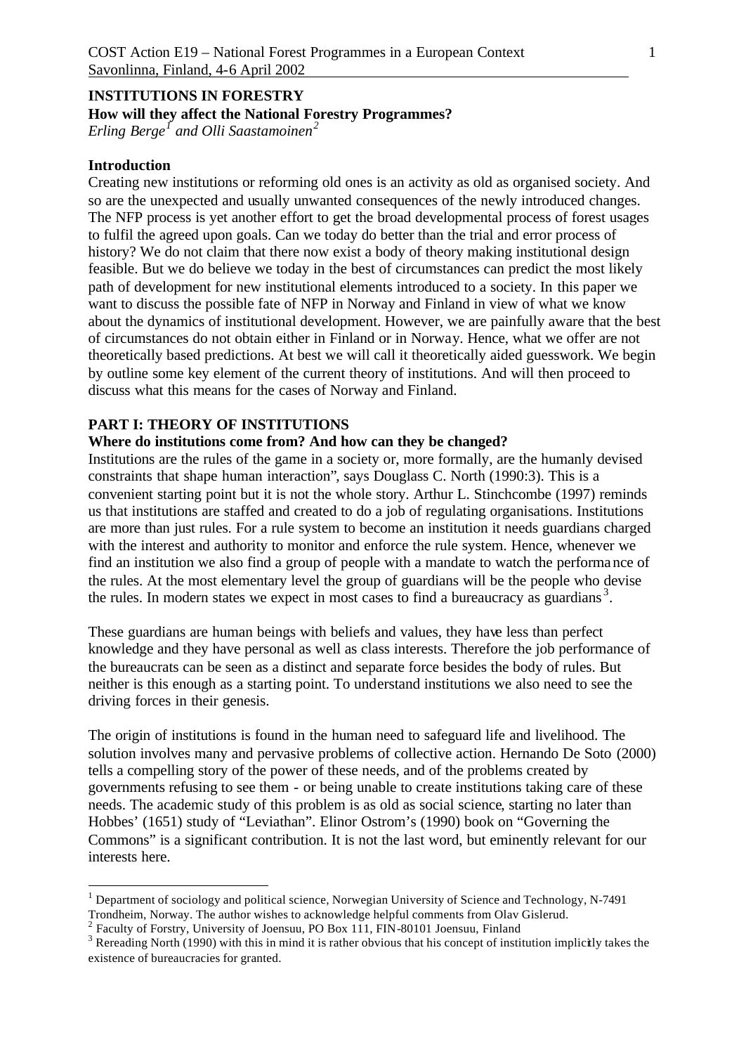# INSTITUTIONS IN FORESTRY

## How will they affect the National Forestry Programmes?

*Erling Berge[1] and Olli Saastamoinen[2]*

### Introduction

Creating new institutions or reforming old ones is an activity as old as organised society. And so are the unexpected and usually unwanted consequences of the newly introduced changes. The NFP process is yet another effort to get the broad developmental process of forest usages to fulfil the agreed upon goals. Can we today do better than the trial and error process of history? We do not claim that there now exist a body of theory making institutional design feasible. But we do believe we today in the best of circumstances can predict the most likely path of development for new institutional elements introduced to a society. In this paper we want to discuss the possible fate of NFP in Norway and Finland in view of what we know about the dynamics of institutional development. However, we are painfully aware that the best of circumstances do not obtain either in Finland or in Norway. Hence, what we offer are not theoretically based predictions. At best we will call it theoretically aided guesswork. We begin by outline some key element of the current theory of institutions. And will then proceed to discuss what this means for the cases of Norway and Finland.

## PART I: THEORY OF INSTITUTIONS

### Where do institutions come from? And how can they be changed?

Institutions are the rules of the game in a society or, more formally, are the humanly devised constraints that shape human interaction", says Douglass C. North (1990:3). This is a convenient starting point but it is not the whole story. Arthur L. Stinchcombe (1997) reminds us that institutions are staffed and created to do a job of regulating organisations. Institutions are more than just rules. For a rule system to become an institution it needs guardians charged with the interest and authority to monitor and enforce the rule system. Hence, whenever we find an institution we also find a group of people with a mandate to watch the performance of the rules. At the most elementary level the group of guardians will be the people who devise the rules. In modern states we expect in most cases to find a bureaucracy as guardians[3].

These guardians are human beings with beliefs and values, they have less than perfect knowledge and they have personal as well as class interests. Therefore the job performance of the bureaucrats can be seen as a distinct and separate force besides the body of rules. But neither is this enough as a starting point. To understand institutions we also need to see the driving forces in their genesis.

The origin of institutions is found in the human need to safeguard life and livelihood. The solution involves many and pervasive problems of collective action. Hernando De Soto (2000) tells a compelling story of the power of these needs, and of the problems created by governments refusing to see them - or being unable to create institutions taking care of these needs. The academic study of this problem is as old as social science, starting no later than Hobbes' (1651) study of "Leviathan". Elinor Ostrom's (1990) book on "Governing the Commons" is a significant contribution. It is not the last word, but eminently relevant for our interests here.

---

[1] Department of sociology and political science, Norwegian University of Science and Technology, N-7491 Trondheim, Norway. The author wishes to acknowledge helpful comments from Olav Gislerud.

[2] Faculty of Forstry, University of Joensuu, PO Box 111, FIN-80101 Joensuu, Finland

[3] Rereading North (1990) with this in mind it is rather obvious that his concept of institution implicitly takes the existence of bureaucracies for granted.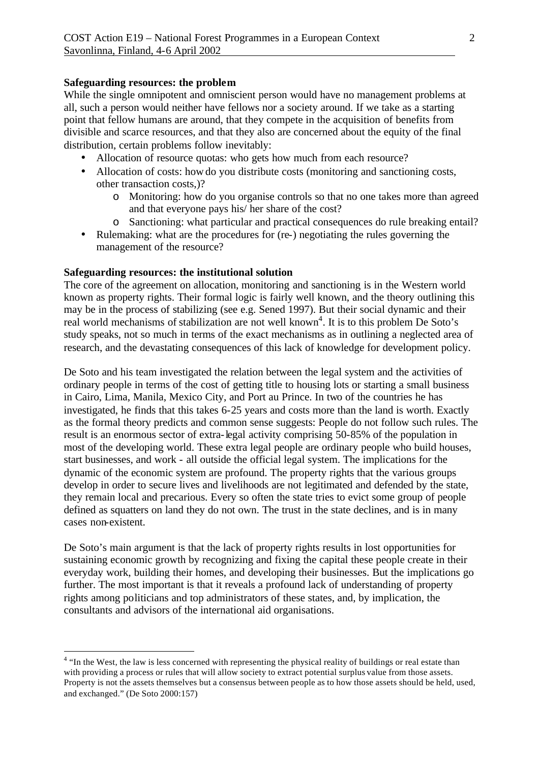**Safeguarding resources: the problem**

While the single omnipotent and omniscient person would have no management problems at all, such a person would neither have fellows nor a society around. If we take as a starting point that fellow humans are around, that they compete in the acquisition of benefits from divisible and scarce resources, and that they also are concerned about the equity of the final distribution, certain problems follow inevitably:

- Allocation of resource quotas: who gets how much from each resource?
- Allocation of costs: how do you distribute costs (monitoring and sanctioning costs, other transaction costs,)?
  - Monitoring: how do you organise controls so that no one takes more than agreed and that everyone pays his/ her share of the cost?
  - Sanctioning: what particular and practical consequences do rule breaking entail?
- Rulemaking: what are the procedures for (re-) negotiating the rules governing the management of the resource?

**Safeguarding resources: the institutional solution**

The core of the agreement on allocation, monitoring and sanctioning is in the Western world known as property rights. Their formal logic is fairly well known, and the theory outlining this may be in the process of stabilizing (see e.g. Sened 1997). But their social dynamic and their real world mechanisms of stabilization are not well known[4]. It is to this problem De Soto's study speaks, not so much in terms of the exact mechanisms as in outlining a neglected area of research, and the devastating consequences of this lack of knowledge for development policy.

De Soto and his team investigated the relation between the legal system and the activities of ordinary people in terms of the cost of getting title to housing lots or starting a small business in Cairo, Lima, Manila, Mexico City, and Port au Prince. In two of the countries he has investigated, he finds that this takes 6-25 years and costs more than the land is worth. Exactly as the formal theory predicts and common sense suggests: People do not follow such rules. The result is an enormous sector of extra-legal activity comprising 50-85% of the population in most of the developing world. These extra legal people are ordinary people who build houses, start businesses, and work - all outside the official legal system. The implications for the dynamic of the economic system are profound. The property rights that the various groups develop in order to secure lives and livelihoods are not legitimated and defended by the state, they remain local and precarious. Every so often the state tries to evict some group of people defined as squatters on land they do not own. The trust in the state declines, and is in many cases non-existent.

De Soto's main argument is that the lack of property rights results in lost opportunities for sustaining economic growth by recognizing and fixing the capital these people create in their everyday work, building their homes, and developing their businesses. But the implications go further. The most important is that it reveals a profound lack of understanding of property rights among politicians and top administrators of these states, and, by implication, the consultants and advisors of the international aid organisations.

---

[4] "In the West, the law is less concerned with representing the physical reality of buildings or real estate than with providing a process or rules that will allow society to extract potential surplus value from those assets. Property is not the assets themselves but a consensus between people as to how those assets should be held, used, and exchanged." (De Soto 2000:157)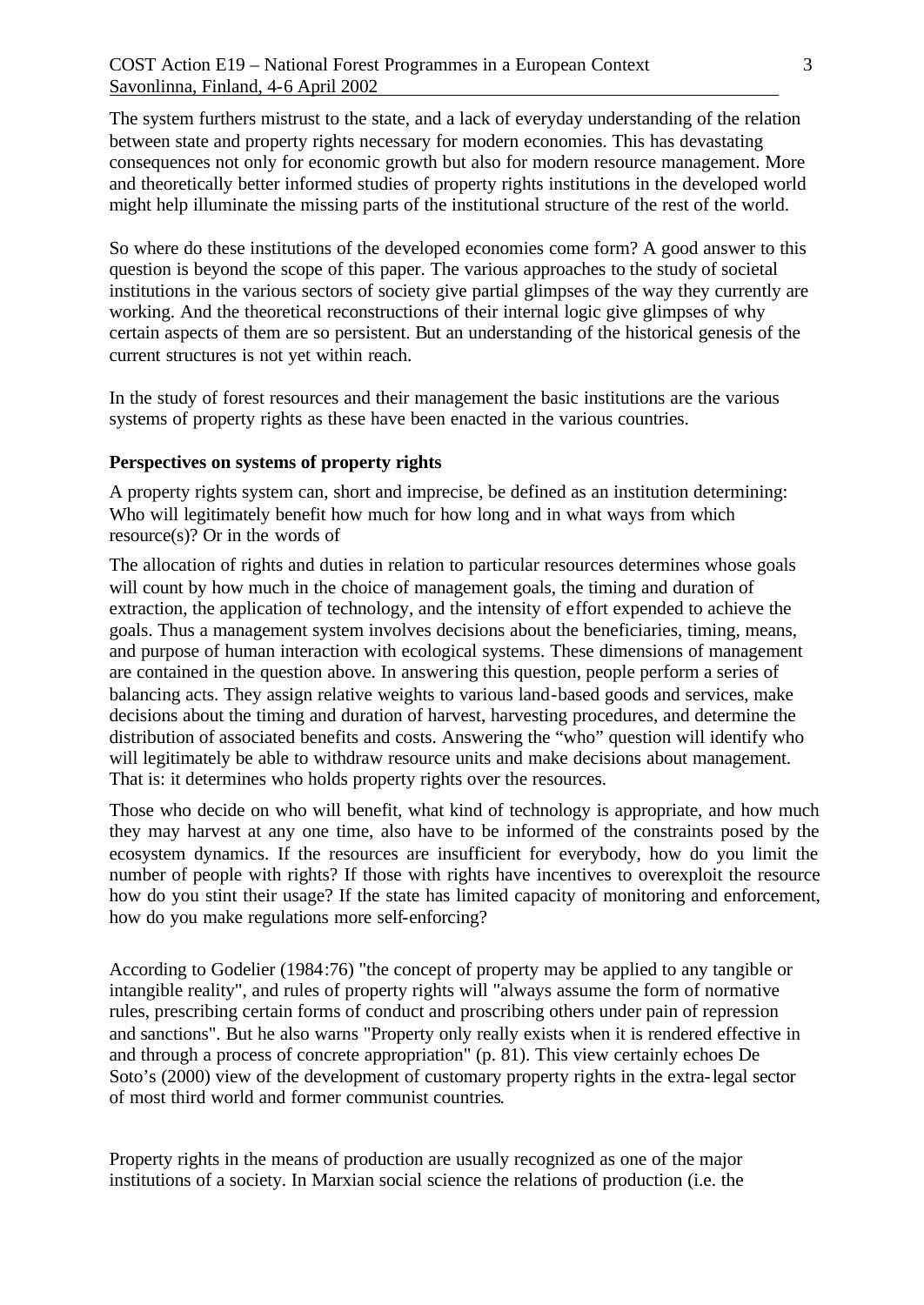The system furthers mistrust to the state, and a lack of everyday understanding of the relation between state and property rights necessary for modern economies. This has devastating consequences not only for economic growth but also for modern resource management. More and theoretically better informed studies of property rights institutions in the developed world might help illuminate the missing parts of the institutional structure of the rest of the world.

So where do these institutions of the developed economies come form? A good answer to this question is beyond the scope of this paper. The various approaches to the study of societal institutions in the various sectors of society give partial glimpses of the way they currently are working. And the theoretical reconstructions of their internal logic give glimpses of why certain aspects of them are so persistent. But an understanding of the historical genesis of the current structures is not yet within reach.

In the study of forest resources and their management the basic institutions are the various systems of property rights as these have been enacted in the various countries.

**Perspectives on systems of property rights**

A property rights system can, short and imprecise, be defined as an institution determining: Who will legitimately benefit how much for how long and in what ways from which resource(s)? Or in the words of

The allocation of rights and duties in relation to particular resources determines whose goals will count by how much in the choice of management goals, the timing and duration of extraction, the application of technology, and the intensity of effort expended to achieve the goals. Thus a management system involves decisions about the beneficiaries, timing, means, and purpose of human interaction with ecological systems. These dimensions of management are contained in the question above. In answering this question, people perform a series of balancing acts. They assign relative weights to various land-based goods and services, make decisions about the timing and duration of harvest, harvesting procedures, and determine the distribution of associated benefits and costs. Answering the "who" question will identify who will legitimately be able to withdraw resource units and make decisions about management. That is: it determines who holds property rights over the resources.

Those who decide on who will benefit, what kind of technology is appropriate, and how much they may harvest at any one time, also have to be informed of the constraints posed by the ecosystem dynamics. If the resources are insufficient for everybody, how do you limit the number of people with rights? If those with rights have incentives to overexploit the resource how do you stint their usage? If the state has limited capacity of monitoring and enforcement, how do you make regulations more self-enforcing?

According to Godelier (1984:76) "the concept of property may be applied to any tangible or intangible reality", and rules of property rights will "always assume the form of normative rules, prescribing certain forms of conduct and proscribing others under pain of repression and sanctions". But he also warns "Property only really exists when it is rendered effective in and through a process of concrete appropriation" (p. 81). This view certainly echoes De Soto's (2000) view of the development of customary property rights in the extra-legal sector of most third world and former communist countries.

Property rights in the means of production are usually recognized as one of the major institutions of a society. In Marxian social science the relations of production (i.e. the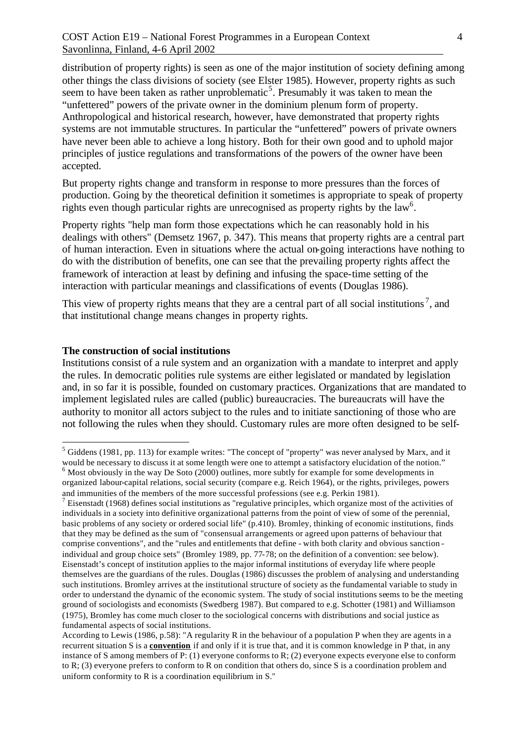distribution of property rights) is seen as one of the major institution of society defining among other things the class divisions of society (see Elster 1985). However, property rights as such seem to have been taken as rather unproblematic[5]. Presumably it was taken to mean the "unfettered" powers of the private owner in the dominium plenum form of property. Anthropological and historical research, however, have demonstrated that property rights systems are not immutable structures. In particular the "unfettered" powers of private owners have never been able to achieve a long history. Both for their own good and to uphold major principles of justice regulations and transformations of the powers of the owner have been accepted.

But property rights change and transform in response to more pressures than the forces of production. Going by the theoretical definition it sometimes is appropriate to speak of property rights even though particular rights are unrecognised as property rights by the law[6].

Property rights "help man form those expectations which he can reasonably hold in his dealings with others" (Demsetz 1967, p. 347). This means that property rights are a central part of human interaction. Even in situations where the actual on-going interactions have nothing to do with the distribution of benefits, one can see that the prevailing property rights affect the framework of interaction at least by defining and infusing the space-time setting of the interaction with particular meanings and classifications of events (Douglas 1986).

This view of property rights means that they are a central part of all social institutions[7], and that institutional change means changes in property rights.

**The construction of social institutions**

Institutions consist of a rule system and an organization with a mandate to interpret and apply the rules. In democratic polities rule systems are either legislated or mandated by legislation and, in so far it is possible, founded on customary practices. Organizations that are mandated to implement legislated rules are called (public) bureaucracies. The bureaucrats will have the authority to monitor all actors subject to the rules and to initiate sanctioning of those who are not following the rules when they should. Customary rules are more often designed to be self-

---

[5] Giddens (1981, pp. 113) for example writes: "The concept of "property" was never analysed by Marx, and it would be necessary to discuss it at some length were one to attempt a satisfactory elucidation of the notion."

[6] Most obviously in the way De Soto (2000) outlines, more subtly for example for some developments in organized labour-capital relations, social security (compare e.g. Reich 1964), or the rights, privileges, powers and immunities of the members of the more successful professions (see e.g. Perkin 1981).

[7] Eisenstadt (1968) defines social institutions as "regulative principles, which organize most of the activities of individuals in a society into definitive organizational patterns from the point of view of some of the perennial, basic problems of any society or ordered social life" (p.410). Bromley, thinking of economic institutions, finds that they may be defined as the sum of "consensual arrangements or agreed upon patterns of behaviour that comprise conventions", and the "rules and entitlements that define - with both clarity and obvious sanction - individual and group choice sets" (Bromley 1989, pp. 77-78; on the definition of a convention: see below). Eisenstadt's concept of institution applies to the major informal institutions of everyday life where people themselves are the guardians of the rules. Douglas (1986) discusses the problem of analysing and understanding such institutions. Bromley arrives at the institutional structure of society as the fundamental variable to study in order to understand the dynamic of the economic system. The study of social institutions seems to be the meeting ground of sociologists and economists (Swedberg 1987). But compared to e.g. Schotter (1981) and Williamson (1975), Bromley has come much closer to the sociological concerns with distributions and social justice as fundamental aspects of social institutions.

According to Lewis (1986, p.58): "A regularity R in the behaviour of a population P when they are agents in a recurrent situation S is a **convention** if and only if it is true that, and it is common knowledge in P that, in any instance of S among members of P: (1) everyone conforms to R; (2) everyone expects everyone else to conform to R; (3) everyone prefers to conform to R on condition that others do, since S is a coordination problem and uniform conformity to R is a coordination equilibrium in S."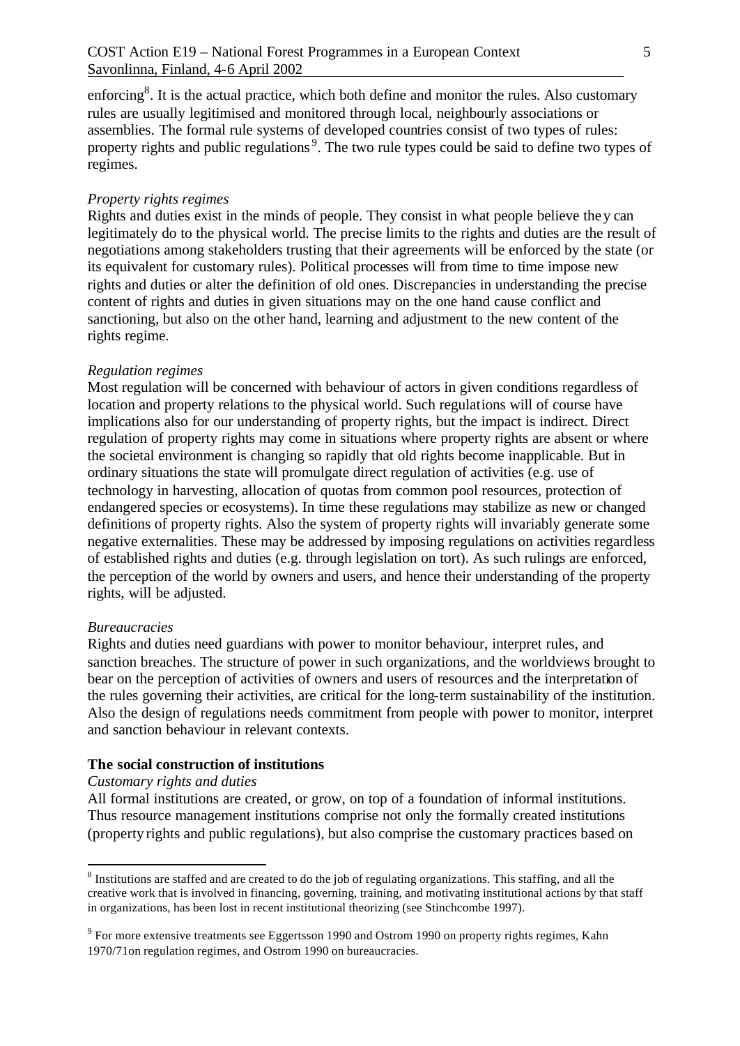enforcing[8]. It is the actual practice, which both define and monitor the rules. Also customary rules are usually legitimised and monitored through local, neighbourly associations or assemblies. The formal rule systems of developed countries consist of two types of rules: property rights and public regulations[9]. The two rule types could be said to define two types of regimes.

*Property rights regimes*

Rights and duties exist in the minds of people. They consist in what people believe they can legitimately do to the physical world. The precise limits to the rights and duties are the result of negotiations among stakeholders trusting that their agreements will be enforced by the state (or its equivalent for customary rules). Political processes will from time to time impose new rights and duties or alter the definition of old ones. Discrepancies in understanding the precise content of rights and duties in given situations may on the one hand cause conflict and sanctioning, but also on the other hand, learning and adjustment to the new content of the rights regime.

*Regulation regimes*

Most regulation will be concerned with behaviour of actors in given conditions regardless of location and property relations to the physical world. Such regulations will of course have implications also for our understanding of property rights, but the impact is indirect. Direct regulation of property rights may come in situations where property rights are absent or where the societal environment is changing so rapidly that old rights become inapplicable. But in ordinary situations the state will promulgate direct regulation of activities (e.g. use of technology in harvesting, allocation of quotas from common pool resources, protection of endangered species or ecosystems). In time these regulations may stabilize as new or changed definitions of property rights. Also the system of property rights will invariably generate some negative externalities. These may be addressed by imposing regulations on activities regardless of established rights and duties (e.g. through legislation on tort). As such rulings are enforced, the perception of the world by owners and users, and hence their understanding of the property rights, will be adjusted.

*Bureaucracies*

Rights and duties need guardians with power to monitor behaviour, interpret rules, and sanction breaches. The structure of power in such organizations, and the worldviews brought to bear on the perception of activities of owners and users of resources and the interpretation of the rules governing their activities, are critical for the long-term sustainability of the institution. Also the design of regulations needs commitment from people with power to monitor, interpret and sanction behaviour in relevant contexts.

**The social construction of institutions**

*Customary rights and duties*

All formal institutions are created, or grow, on top of a foundation of informal institutions. Thus resource management institutions comprise not only the formally created institutions (property rights and public regulations), but also comprise the customary practices based on

[8] Institutions are staffed and are created to do the job of regulating organizations. This staffing, and all the creative work that is involved in financing, governing, training, and motivating institutional actions by that staff in organizations, has been lost in recent institutional theorizing (see Stinchcombe 1997).

[9] For more extensive treatments see Eggertsson 1990 and Ostrom 1990 on property rights regimes, Kahn 1970/71on regulation regimes, and Ostrom 1990 on bureaucracies.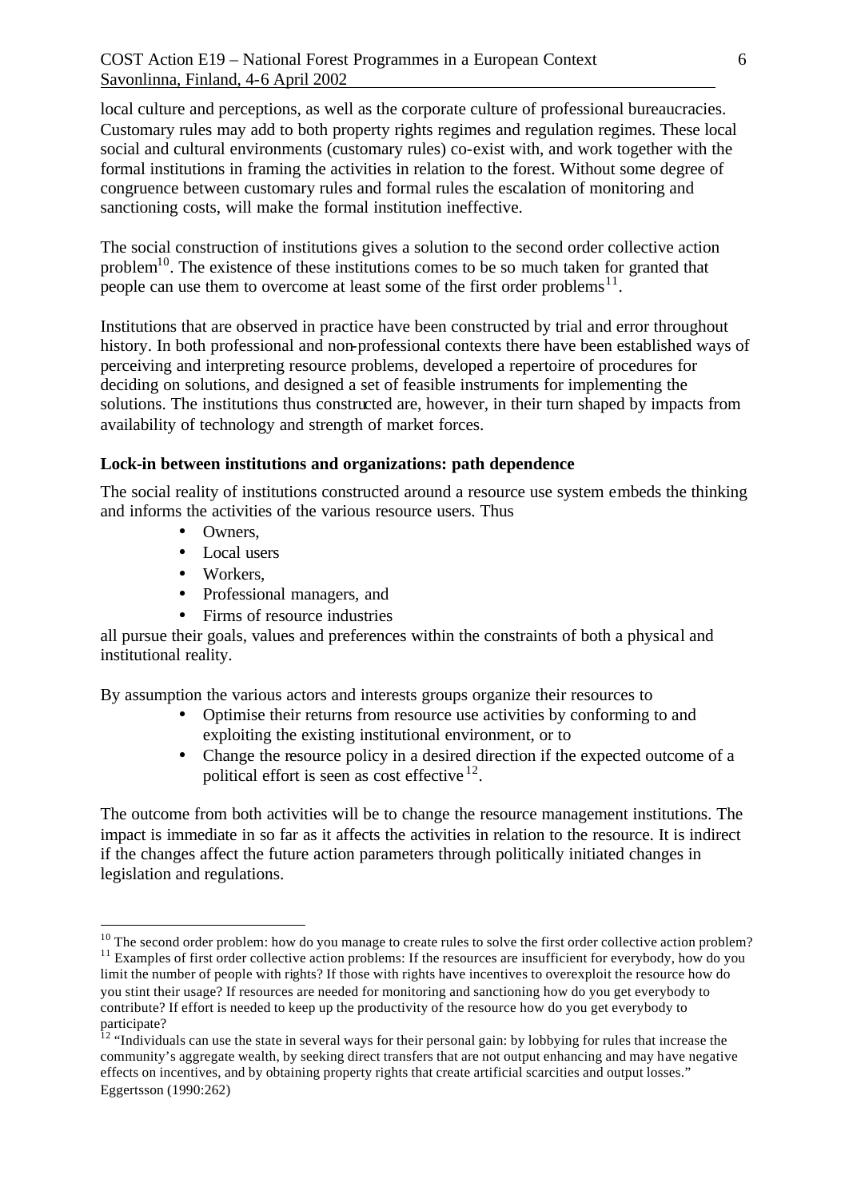local culture and perceptions, as well as the corporate culture of professional bureaucracies. Customary rules may add to both property rights regimes and regulation regimes. These local social and cultural environments (customary rules) co-exist with, and work together with the formal institutions in framing the activities in relation to the forest. Without some degree of congruence between customary rules and formal rules the escalation of monitoring and sanctioning costs, will make the formal institution ineffective.

The social construction of institutions gives a solution to the second order collective action problem[10]. The existence of these institutions comes to be so much taken for granted that people can use them to overcome at least some of the first order problems[11].

Institutions that are observed in practice have been constructed by trial and error throughout history. In both professional and non-professional contexts there have been established ways of perceiving and interpreting resource problems, developed a repertoire of procedures for deciding on solutions, and designed a set of feasible instruments for implementing the solutions. The institutions thus constructed are, however, in their turn shaped by impacts from availability of technology and strength of market forces.

**Lock-in between institutions and organizations: path dependence**

The social reality of institutions constructed around a resource use system embeds the thinking and informs the activities of the various resource users. Thus

- Owners,
- Local users
- Workers,
- Professional managers, and
- Firms of resource industries

all pursue their goals, values and preferences within the constraints of both a physical and institutional reality.

By assumption the various actors and interests groups organize their resources to

- Optimise their returns from resource use activities by conforming to and exploiting the existing institutional environment, or to
- Change the resource policy in a desired direction if the expected outcome of a political effort is seen as cost effective[12].

The outcome from both activities will be to change the resource management institutions. The impact is immediate in so far as it affects the activities in relation to the resource. It is indirect if the changes affect the future action parameters through politically initiated changes in legislation and regulations.

[10] The second order problem: how do you manage to create rules to solve the first order collective action problem?

[11] Examples of first order collective action problems: If the resources are insufficient for everybody, how do you limit the number of people with rights? If those with rights have incentives to overexploit the resource how do you stint their usage? If resources are needed for monitoring and sanctioning how do you get everybody to contribute? If effort is needed to keep up the productivity of the resource how do you get everybody to participate?

[12] "Individuals can use the state in several ways for their personal gain: by lobbying for rules that increase the community's aggregate wealth, by seeking direct transfers that are not output enhancing and may have negative effects on incentives, and by obtaining property rights that create artificial scarcities and output losses." Eggertsson (1990:262)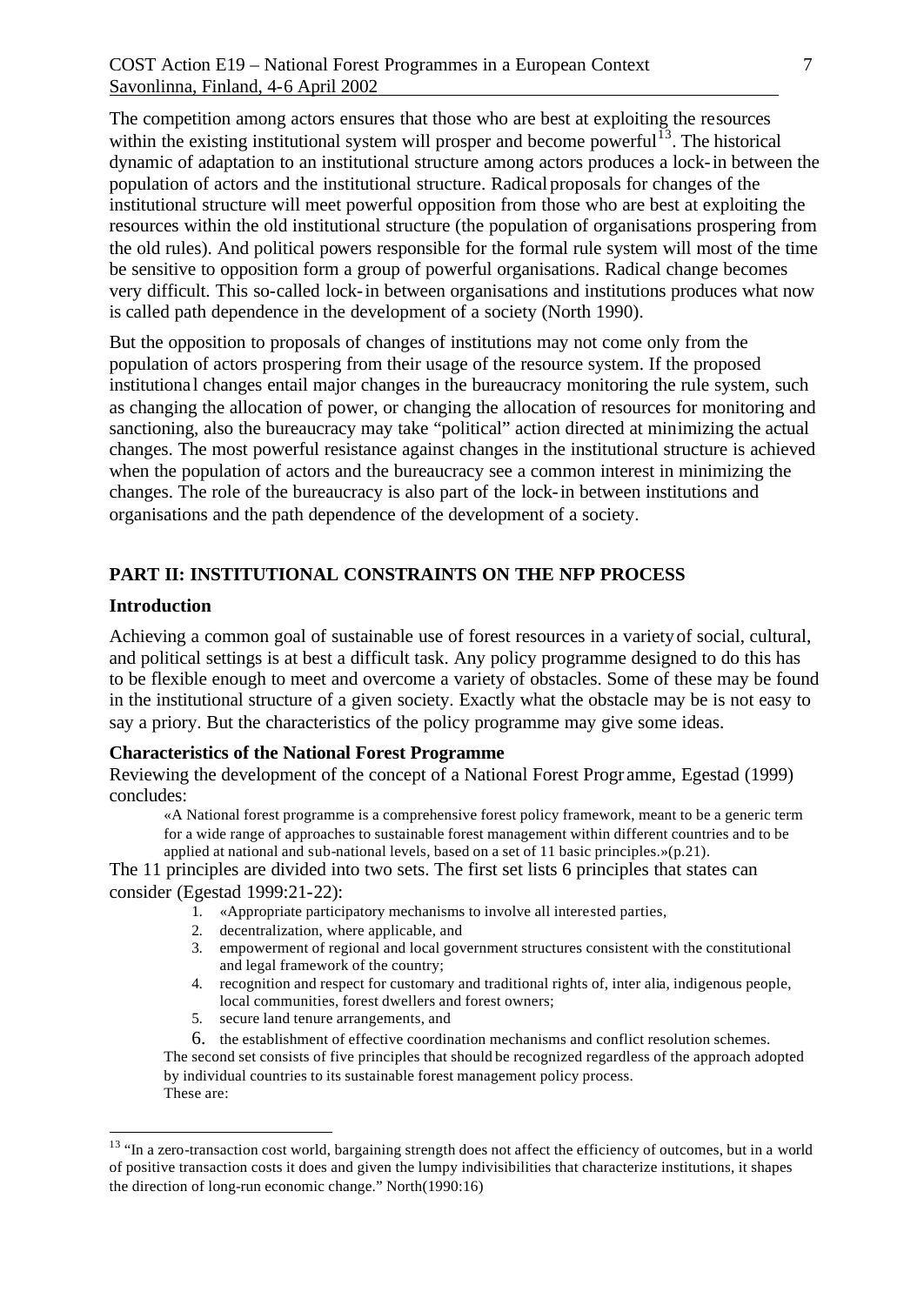The competition among actors ensures that those who are best at exploiting the resources within the existing institutional system will prosper and become powerful[13]. The historical dynamic of adaptation to an institutional structure among actors produces a lock-in between the population of actors and the institutional structure. Radical proposals for changes of the institutional structure will meet powerful opposition from those who are best at exploiting the resources within the old institutional structure (the population of organisations prospering from the old rules). And political powers responsible for the formal rule system will most of the time be sensitive to opposition form a group of powerful organisations. Radical change becomes very difficult. This so-called lock-in between organisations and institutions produces what now is called path dependence in the development of a society (North 1990).

But the opposition to proposals of changes of institutions may not come only from the population of actors prospering from their usage of the resource system. If the proposed institutional changes entail major changes in the bureaucracy monitoring the rule system, such as changing the allocation of power, or changing the allocation of resources for monitoring and sanctioning, also the bureaucracy may take "political" action directed at minimizing the actual changes. The most powerful resistance against changes in the institutional structure is achieved when the population of actors and the bureaucracy see a common interest in minimizing the changes. The role of the bureaucracy is also part of the lock-in between institutions and organisations and the path dependence of the development of a society.

## PART II: INSTITUTIONAL CONSTRAINTS ON THE NFP PROCESS

### Introduction

Achieving a common goal of sustainable use of forest resources in a variety of social, cultural, and political settings is at best a difficult task. Any policy programme designed to do this has to be flexible enough to meet and overcome a variety of obstacles. Some of these may be found in the institutional structure of a given society. Exactly what the obstacle may be is not easy to say a priory. But the characteristics of the policy programme may give some ideas.

### Characteristics of the National Forest Programme

Reviewing the development of the concept of a National Forest Programme, Egestad (1999) concludes:

> «A National forest programme is a comprehensive forest policy framework, meant to be a generic term for a wide range of approaches to sustainable forest management within different countries and to be applied at national and sub-national levels, based on a set of 11 basic principles.»(p.21).

The 11 principles are divided into two sets. The first set lists 6 principles that states can consider (Egestad 1999:21-22):

> 1. «Appropriate participatory mechanisms to involve all interested parties,
> 2. decentralization, where applicable, and
> 3. empowerment of regional and local government structures consistent with the constitutional and legal framework of the country;
> 4. recognition and respect for customary and traditional rights of, inter alia, indigenous people, local communities, forest dwellers and forest owners;
> 5. secure land tenure arrangements, and
> 6. the establishment of effective coordination mechanisms and conflict resolution schemes.
>
> The second set consists of five principles that should be recognized regardless of the approach adopted by individual countries to its sustainable forest management policy process.
> These are:

---

[13] "In a zero-transaction cost world, bargaining strength does not affect the efficiency of outcomes, but in a world of positive transaction costs it does and given the lumpy indivisibilities that characterize institutions, it shapes the direction of long-run economic change." North(1990:16)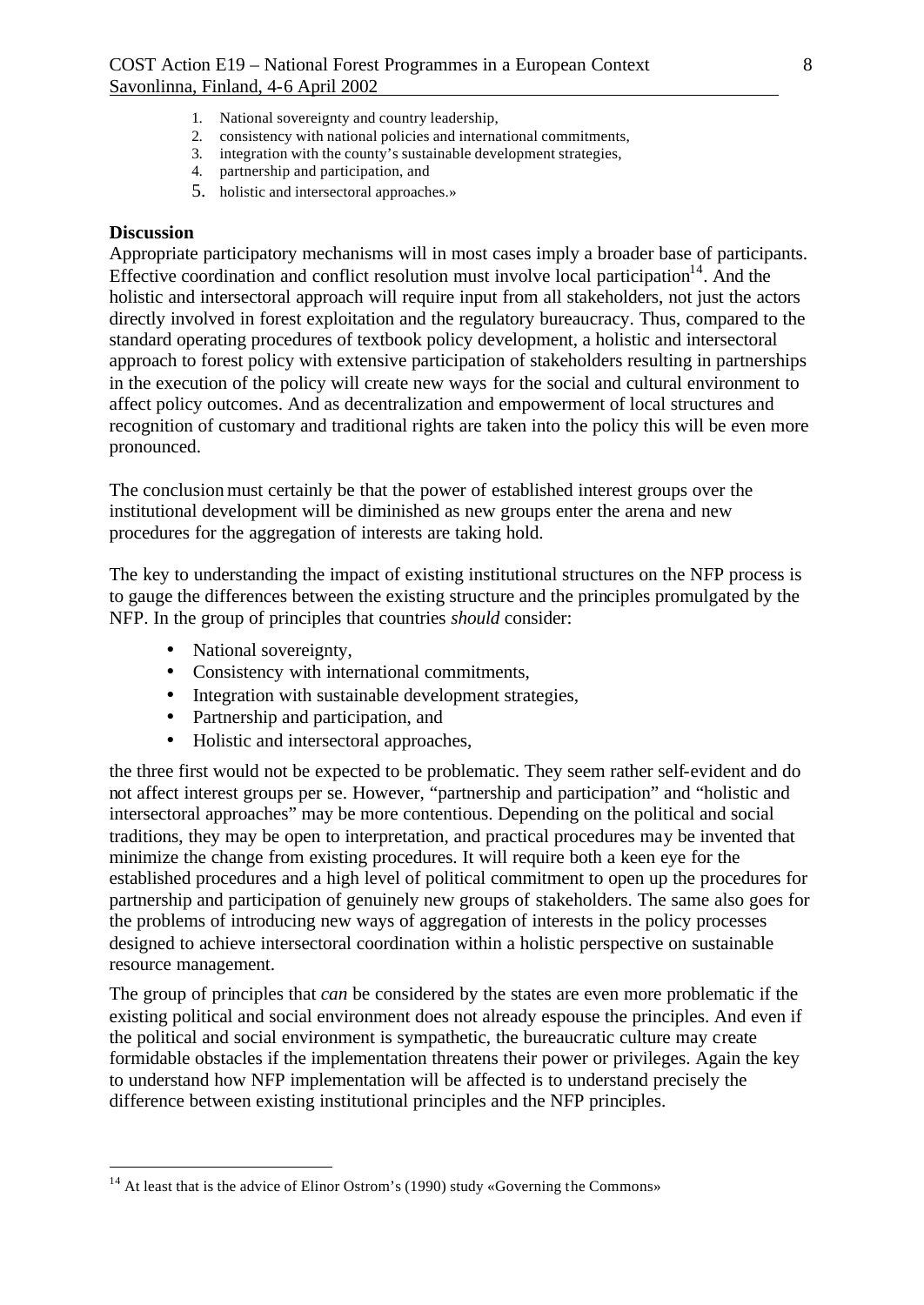1. National sovereignty and country leadership,
2. consistency with national policies and international commitments,
3. integration with the county's sustainable development strategies,
4. partnership and participation, and
5. holistic and intersectoral approaches.»

**Discussion**

Appropriate participatory mechanisms will in most cases imply a broader base of participants. Effective coordination and conflict resolution must involve local participation[14]. And the holistic and intersectoral approach will require input from all stakeholders, not just the actors directly involved in forest exploitation and the regulatory bureaucracy. Thus, compared to the standard operating procedures of textbook policy development, a holistic and intersectoral approach to forest policy with extensive participation of stakeholders resulting in partnerships in the execution of the policy will create new ways for the social and cultural environment to affect policy outcomes. And as decentralization and empowerment of local structures and recognition of customary and traditional rights are taken into the policy this will be even more pronounced.

The conclusion must certainly be that the power of established interest groups over the institutional development will be diminished as new groups enter the arena and new procedures for the aggregation of interests are taking hold.

The key to understanding the impact of existing institutional structures on the NFP process is to gauge the differences between the existing structure and the principles promulgated by the NFP. In the group of principles that countries *should* consider:

- National sovereignty,
- Consistency with international commitments,
- Integration with sustainable development strategies,
- Partnership and participation, and
- Holistic and intersectoral approaches,

the three first would not be expected to be problematic. They seem rather self-evident and do not affect interest groups per se. However, "partnership and participation" and "holistic and intersectoral approaches" may be more contentious. Depending on the political and social traditions, they may be open to interpretation, and practical procedures may be invented that minimize the change from existing procedures. It will require both a keen eye for the established procedures and a high level of political commitment to open up the procedures for partnership and participation of genuinely new groups of stakeholders. The same also goes for the problems of introducing new ways of aggregation of interests in the policy processes designed to achieve intersectoral coordination within a holistic perspective on sustainable resource management.

The group of principles that *can* be considered by the states are even more problematic if the existing political and social environment does not already espouse the principles. And even if the political and social environment is sympathetic, the bureaucratic culture may create formidable obstacles if the implementation threatens their power or privileges. Again the key to understand how NFP implementation will be affected is to understand precisely the difference between existing institutional principles and the NFP principles.

[14] At least that is the advice of Elinor Ostrom's (1990) study «Governing the Commons»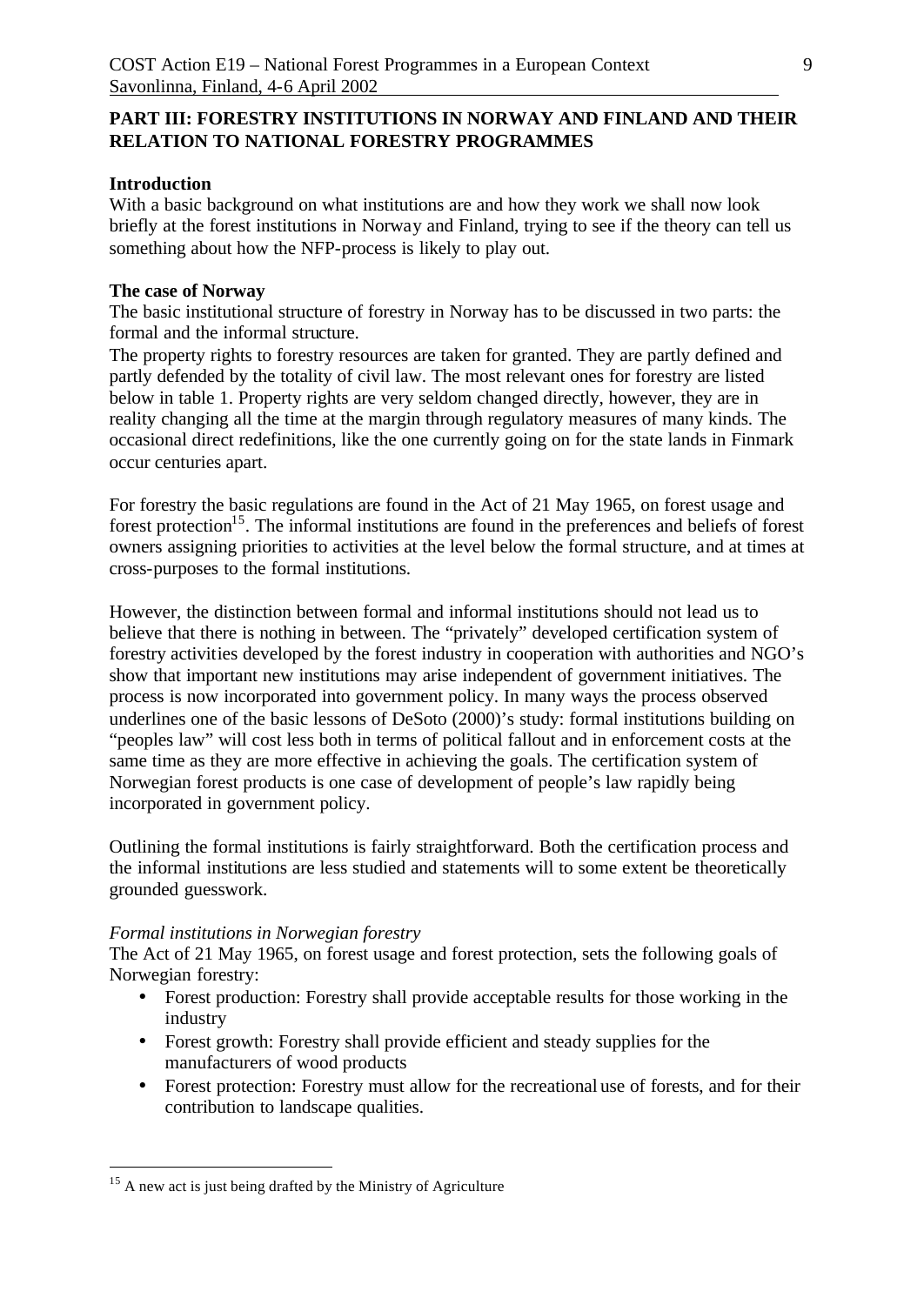**PART III: FORESTRY INSTITUTIONS IN NORWAY AND FINLAND AND THEIR RELATION TO NATIONAL FORESTRY PROGRAMMES**

**Introduction**

With a basic background on what institutions are and how they work we shall now look briefly at the forest institutions in Norway and Finland, trying to see if the theory can tell us something about how the NFP-process is likely to play out.

**The case of Norway**

The basic institutional structure of forestry in Norway has to be discussed in two parts: the formal and the informal structure.

The property rights to forestry resources are taken for granted. They are partly defined and partly defended by the totality of civil law. The most relevant ones for forestry are listed below in table 1. Property rights are very seldom changed directly, however, they are in reality changing all the time at the margin through regulatory measures of many kinds. The occasional direct redefinitions, like the one currently going on for the state lands in Finmark occur centuries apart.

For forestry the basic regulations are found in the Act of 21 May 1965, on forest usage and forest protection[15]. The informal institutions are found in the preferences and beliefs of forest owners assigning priorities to activities at the level below the formal structure, and at times at cross-purposes to the formal institutions.

However, the distinction between formal and informal institutions should not lead us to believe that there is nothing in between. The "privately" developed certification system of forestry activities developed by the forest industry in cooperation with authorities and NGO's show that important new institutions may arise independent of government initiatives. The process is now incorporated into government policy. In many ways the process observed underlines one of the basic lessons of DeSoto (2000)'s study: formal institutions building on "peoples law" will cost less both in terms of political fallout and in enforcement costs at the same time as they are more effective in achieving the goals. The certification system of Norwegian forest products is one case of development of people's law rapidly being incorporated in government policy.

Outlining the formal institutions is fairly straightforward. Both the certification process and the informal institutions are less studied and statements will to some extent be theoretically grounded guesswork.

*Formal institutions in Norwegian forestry*

The Act of 21 May 1965, on forest usage and forest protection, sets the following goals of Norwegian forestry:

- Forest production: Forestry shall provide acceptable results for those working in the industry
- Forest growth: Forestry shall provide efficient and steady supplies for the manufacturers of wood products
- Forest protection: Forestry must allow for the recreational use of forests, and for their contribution to landscape qualities.

[15] A new act is just being drafted by the Ministry of Agriculture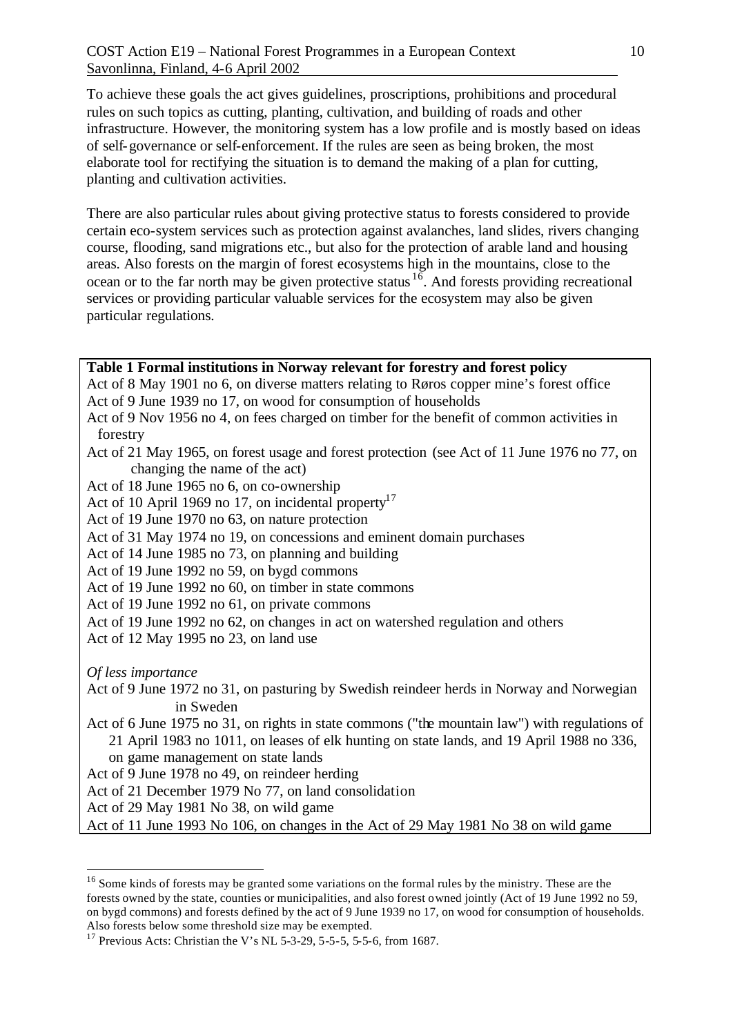To achieve these goals the act gives guidelines, proscriptions, prohibitions and procedural rules on such topics as cutting, planting, cultivation, and building of roads and other infrastructure. However, the monitoring system has a low profile and is mostly based on ideas of self-governance or self-enforcement. If the rules are seen as being broken, the most elaborate tool for rectifying the situation is to demand the making of a plan for cutting, planting and cultivation activities.

There are also particular rules about giving protective status to forests considered to provide certain eco-system services such as protection against avalanches, land slides, rivers changing course, flooding, sand migrations etc., but also for the protection of arable land and housing areas. Also forests on the margin of forest ecosystems high in the mountains, close to the ocean or to the far north may be given protective status[16]. And forests providing recreational services or providing particular valuable services for the ecosystem may also be given particular regulations.

**Table 1 Formal institutions in Norway relevant for forestry and forest policy**

Act of 8 May 1901 no 6, on diverse matters relating to Røros copper mine's forest office
Act of 9 June 1939 no 17, on wood for consumption of households
Act of 9 Nov 1956 no 4, on fees charged on timber for the benefit of common activities in forestry
Act of 21 May 1965, on forest usage and forest protection (see Act of 11 June 1976 no 77, on changing the name of the act)
Act of 18 June 1965 no 6, on co-ownership
Act of 10 April 1969 no 17, on incidental property[17]
Act of 19 June 1970 no 63, on nature protection
Act of 31 May 1974 no 19, on concessions and eminent domain purchases
Act of 14 June 1985 no 73, on planning and building
Act of 19 June 1992 no 59, on bygd commons
Act of 19 June 1992 no 60, on timber in state commons
Act of 19 June 1992 no 61, on private commons
Act of 19 June 1992 no 62, on changes in act on watershed regulation and others
Act of 12 May 1995 no 23, on land use

*Of less importance*

Act of 9 June 1972 no 31, on pasturing by Swedish reindeer herds in Norway and Norwegian in Sweden
Act of 6 June 1975 no 31, on rights in state commons ("the mountain law") with regulations of 21 April 1983 no 1011, on leases of elk hunting on state lands, and 19 April 1988 no 336, on game management on state lands
Act of 9 June 1978 no 49, on reindeer herding
Act of 21 December 1979 No 77, on land consolidation
Act of 29 May 1981 No 38, on wild game
Act of 11 June 1993 No 106, on changes in the Act of 29 May 1981 No 38 on wild game

[16] Some kinds of forests may be granted some variations on the formal rules by the ministry. These are the forests owned by the state, counties or municipalities, and also forest owned jointly (Act of 19 June 1992 no 59, on bygd commons) and forests defined by the act of 9 June 1939 no 17, on wood for consumption of households. Also forests below some threshold size may be exempted.

[17] Previous Acts: Christian the V's NL 5-3-29, 5-5-5, 5-5-6, from 1687.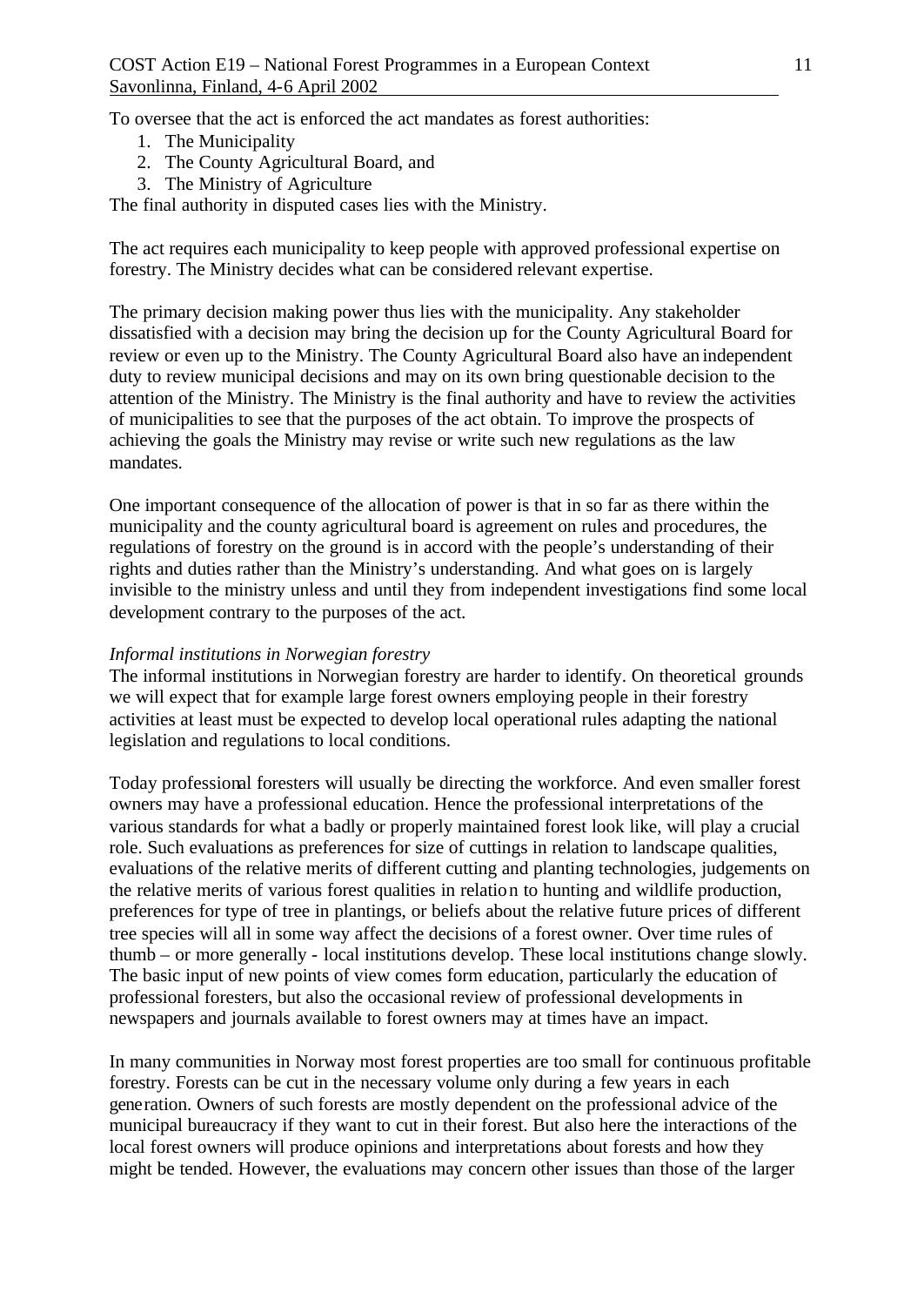To oversee that the act is enforced the act mandates as forest authorities:

1. The Municipality
2. The County Agricultural Board, and
3. The Ministry of Agriculture

The final authority in disputed cases lies with the Ministry.

The act requires each municipality to keep people with approved professional expertise on forestry. The Ministry decides what can be considered relevant expertise.

The primary decision making power thus lies with the municipality. Any stakeholder dissatisfied with a decision may bring the decision up for the County Agricultural Board for review or even up to the Ministry. The County Agricultural Board also have an independent duty to review municipal decisions and may on its own bring questionable decision to the attention of the Ministry. The Ministry is the final authority and have to review the activities of municipalities to see that the purposes of the act obtain. To improve the prospects of achieving the goals the Ministry may revise or write such new regulations as the law mandates.

One important consequence of the allocation of power is that in so far as there within the municipality and the county agricultural board is agreement on rules and procedures, the regulations of forestry on the ground is in accord with the people's understanding of their rights and duties rather than the Ministry's understanding. And what goes on is largely invisible to the ministry unless and until they from independent investigations find some local development contrary to the purposes of the act.

*Informal institutions in Norwegian forestry*

The informal institutions in Norwegian forestry are harder to identify. On theoretical grounds we will expect that for example large forest owners employing people in their forestry activities at least must be expected to develop local operational rules adapting the national legislation and regulations to local conditions.

Today professional foresters will usually be directing the workforce. And even smaller forest owners may have a professional education. Hence the professional interpretations of the various standards for what a badly or properly maintained forest look like, will play a crucial role. Such evaluations as preferences for size of cuttings in relation to landscape qualities, evaluations of the relative merits of different cutting and planting technologies, judgements on the relative merits of various forest qualities in relation to hunting and wildlife production, preferences for type of tree in plantings, or beliefs about the relative future prices of different tree species will all in some way affect the decisions of a forest owner. Over time rules of thumb – or more generally - local institutions develop. These local institutions change slowly. The basic input of new points of view comes form education, particularly the education of professional foresters, but also the occasional review of professional developments in newspapers and journals available to forest owners may at times have an impact.

In many communities in Norway most forest properties are too small for continuous profitable forestry. Forests can be cut in the necessary volume only during a few years in each generation. Owners of such forests are mostly dependent on the professional advice of the municipal bureaucracy if they want to cut in their forest. But also here the interactions of the local forest owners will produce opinions and interpretations about forests and how they might be tended. However, the evaluations may concern other issues than those of the larger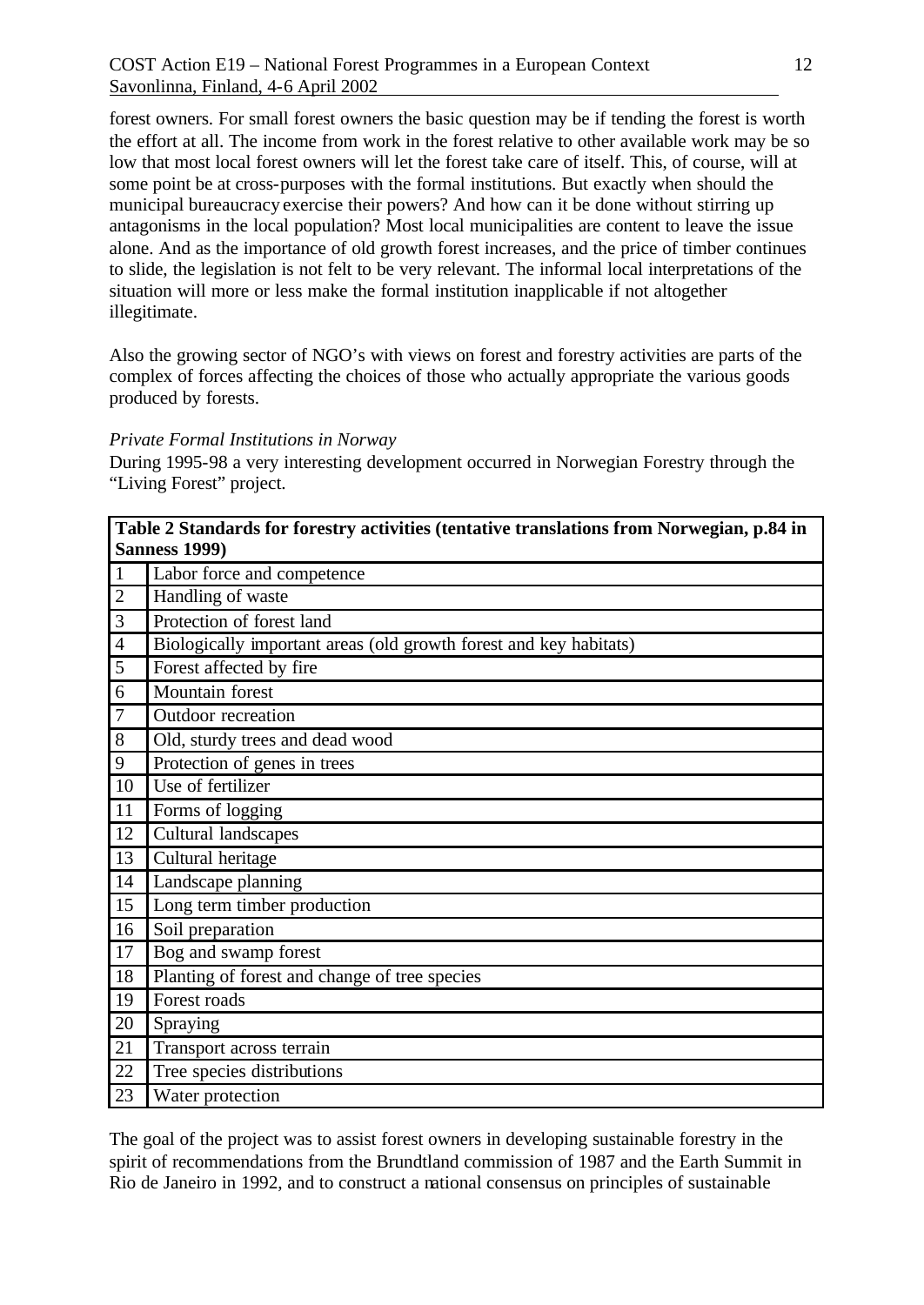forest owners. For small forest owners the basic question may be if tending the forest is worth the effort at all. The income from work in the forest relative to other available work may be so low that most local forest owners will let the forest take care of itself. This, of course, will at some point be at cross-purposes with the formal institutions. But exactly when should the municipal bureaucracy exercise their powers? And how can it be done without stirring up antagonisms in the local population? Most local municipalities are content to leave the issue alone. And as the importance of old growth forest increases, and the price of timber continues to slide, the legislation is not felt to be very relevant. The informal local interpretations of the situation will more or less make the formal institution inapplicable if not altogether illegitimate.

Also the growing sector of NGO's with views on forest and forestry activities are parts of the complex of forces affecting the choices of those who actually appropriate the various goods produced by forests.

*Private Formal Institutions in Norway*

During 1995-98 a very interesting development occurred in Norwegian Forestry through the "Living Forest" project.

**Table 2 Standards for forestry activities (tentative translations from Norwegian, p.84 in Sanness 1999)**

| | |
|---|---|
| 1 | Labor force and competence |
| 2 | Handling of waste |
| 3 | Protection of forest land |
| 4 | Biologically important areas (old growth forest and key habitats) |
| 5 | Forest affected by fire |
| 6 | Mountain forest |
| 7 | Outdoor recreation |
| 8 | Old, sturdy trees and dead wood |
| 9 | Protection of genes in trees |
| 10 | Use of fertilizer |
| 11 | Forms of logging |
| 12 | Cultural landscapes |
| 13 | Cultural heritage |
| 14 | Landscape planning |
| 15 | Long term timber production |
| 16 | Soil preparation |
| 17 | Bog and swamp forest |
| 18 | Planting of forest and change of tree species |
| 19 | Forest roads |
| 20 | Spraying |
| 21 | Transport across terrain |
| 22 | Tree species distributions |
| 23 | Water protection |

The goal of the project was to assist forest owners in developing sustainable forestry in the spirit of recommendations from the Brundtland commission of 1987 and the Earth Summit in Rio de Janeiro in 1992, and to construct a national consensus on principles of sustainable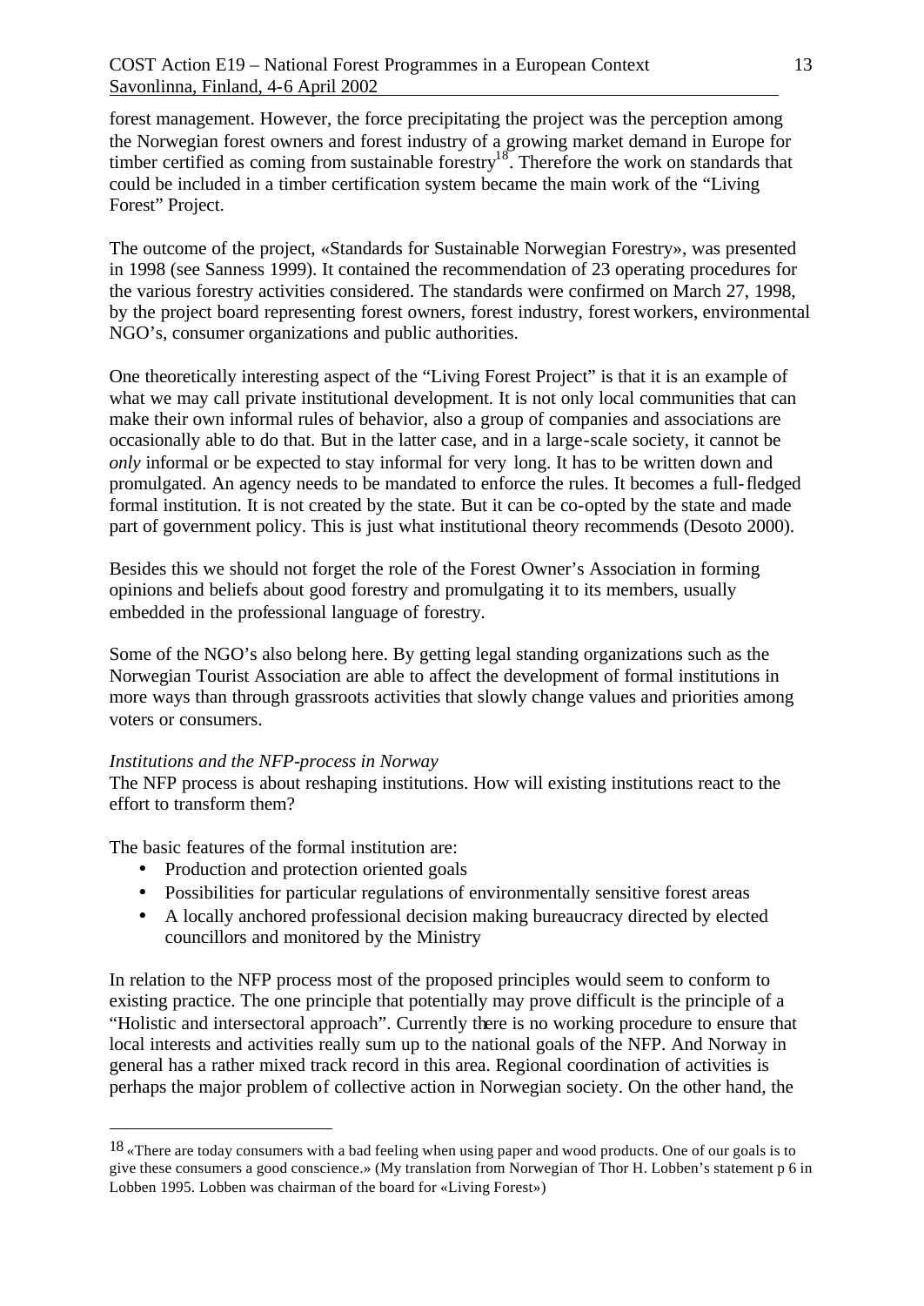forest management. However, the force precipitating the project was the perception among the Norwegian forest owners and forest industry of a growing market demand in Europe for timber certified as coming from sustainable forestry[18]. Therefore the work on standards that could be included in a timber certification system became the main work of the "Living Forest" Project.

The outcome of the project, «Standards for Sustainable Norwegian Forestry», was presented in 1998 (see Sanness 1999). It contained the recommendation of 23 operating procedures for the various forestry activities considered. The standards were confirmed on March 27, 1998, by the project board representing forest owners, forest industry, forest workers, environmental NGO's, consumer organizations and public authorities.

One theoretically interesting aspect of the "Living Forest Project" is that it is an example of what we may call private institutional development. It is not only local communities that can make their own informal rules of behavior, also a group of companies and associations are occasionally able to do that. But in the latter case, and in a large-scale society, it cannot be *only* informal or be expected to stay informal for very long. It has to be written down and promulgated. An agency needs to be mandated to enforce the rules. It becomes a full-fledged formal institution. It is not created by the state. But it can be co-opted by the state and made part of government policy. This is just what institutional theory recommends (Desoto 2000).

Besides this we should not forget the role of the Forest Owner's Association in forming opinions and beliefs about good forestry and promulgating it to its members, usually embedded in the professional language of forestry.

Some of the NGO's also belong here. By getting legal standing organizations such as the Norwegian Tourist Association are able to affect the development of formal institutions in more ways than through grassroots activities that slowly change values and priorities among voters or consumers.

*Institutions and the NFP-process in Norway*

The NFP process is about reshaping institutions. How will existing institutions react to the effort to transform them?

The basic features of the formal institution are:

- Production and protection oriented goals
- Possibilities for particular regulations of environmentally sensitive forest areas
- A locally anchored professional decision making bureaucracy directed by elected councillors and monitored by the Ministry

In relation to the NFP process most of the proposed principles would seem to conform to existing practice. The one principle that potentially may prove difficult is the principle of a "Holistic and intersectoral approach". Currently there is no working procedure to ensure that local interests and activities really sum up to the national goals of the NFP. And Norway in general has a rather mixed track record in this area. Regional coordination of activities is perhaps the major problem of collective action in Norwegian society. On the other hand, the

[18] «There are today consumers with a bad feeling when using paper and wood products. One of our goals is to give these consumers a good conscience.» (My translation from Norwegian of Thor H. Lobben's statement p 6 in Lobben 1995. Lobben was chairman of the board for «Living Forest»)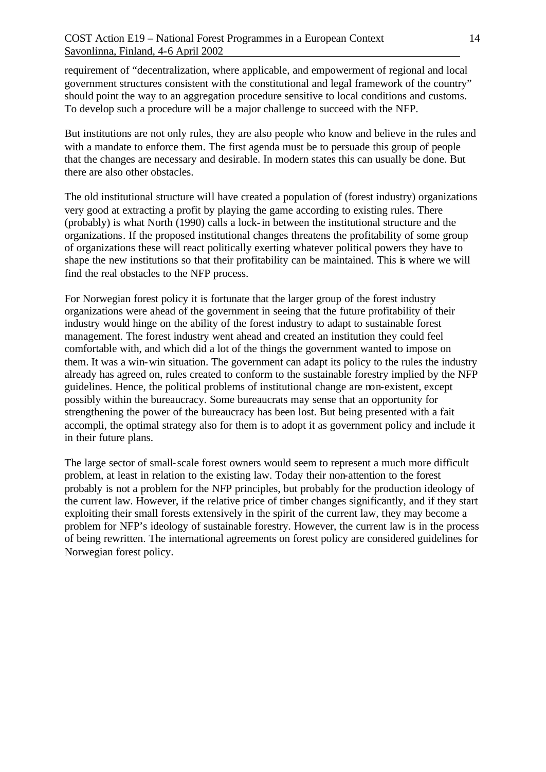requirement of "decentralization, where applicable, and empowerment of regional and local government structures consistent with the constitutional and legal framework of the country" should point the way to an aggregation procedure sensitive to local conditions and customs. To develop such a procedure will be a major challenge to succeed with the NFP.

But institutions are not only rules, they are also people who know and believe in the rules and with a mandate to enforce them. The first agenda must be to persuade this group of people that the changes are necessary and desirable. In modern states this can usually be done. But there are also other obstacles.

The old institutional structure will have created a population of (forest industry) organizations very good at extracting a profit by playing the game according to existing rules. There (probably) is what North (1990) calls a lock-in between the institutional structure and the organizations. If the proposed institutional changes threatens the profitability of some group of organizations these will react politically exerting whatever political powers they have to shape the new institutions so that their profitability can be maintained. This is where we will find the real obstacles to the NFP process.

For Norwegian forest policy it is fortunate that the larger group of the forest industry organizations were ahead of the government in seeing that the future profitability of their industry would hinge on the ability of the forest industry to adapt to sustainable forest management. The forest industry went ahead and created an institution they could feel comfortable with, and which did a lot of the things the government wanted to impose on them. It was a win-win situation. The government can adapt its policy to the rules the industry already has agreed on, rules created to conform to the sustainable forestry implied by the NFP guidelines. Hence, the political problems of institutional change are non-existent, except possibly within the bureaucracy. Some bureaucrats may sense that an opportunity for strengthening the power of the bureaucracy has been lost. But being presented with a fait accompli, the optimal strategy also for them is to adopt it as government policy and include it in their future plans.

The large sector of small-scale forest owners would seem to represent a much more difficult problem, at least in relation to the existing law. Today their non-attention to the forest probably is not a problem for the NFP principles, but probably for the production ideology of the current law. However, if the relative price of timber changes significantly, and if they start exploiting their small forests extensively in the spirit of the current law, they may become a problem for NFP's ideology of sustainable forestry. However, the current law is in the process of being rewritten. The international agreements on forest policy are considered guidelines for Norwegian forest policy.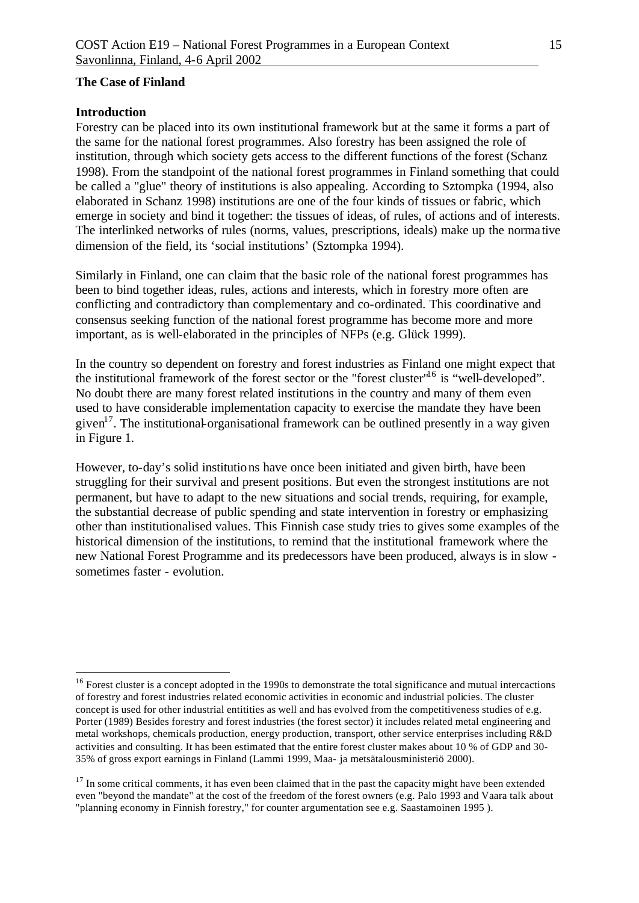**The Case of Finland**

**Introduction**

Forestry can be placed into its own institutional framework but at the same it forms a part of the same for the national forest programmes. Also forestry has been assigned the role of institution, through which society gets access to the different functions of the forest (Schanz 1998). From the standpoint of the national forest programmes in Finland something that could be called a "glue" theory of institutions is also appealing. According to Sztompka (1994, also elaborated in Schanz 1998) institutions are one of the four kinds of tissues or fabric, which emerge in society and bind it together: the tissues of ideas, of rules, of actions and of interests. The interlinked networks of rules (norms, values, prescriptions, ideals) make up the normative dimension of the field, its 'social institutions' (Sztompka 1994).

Similarly in Finland, one can claim that the basic role of the national forest programmes has been to bind together ideas, rules, actions and interests, which in forestry more often are conflicting and contradictory than complementary and co-ordinated. This coordinative and consensus seeking function of the national forest programme has become more and more important, as is well-elaborated in the principles of NFPs (e.g. Glück 1999).

In the country so dependent on forestry and forest industries as Finland one might expect that the institutional framework of the forest sector or the "forest cluster"[16] is "well-developed". No doubt there are many forest related institutions in the country and many of them even used to have considerable implementation capacity to exercise the mandate they have been given[17]. The institutional-organisational framework can be outlined presently in a way given in Figure 1.

However, to-day's solid institutions have once been initiated and given birth, have been struggling for their survival and present positions. But even the strongest institutions are not permanent, but have to adapt to the new situations and social trends, requiring, for example, the substantial decrease of public spending and state intervention in forestry or emphasizing other than institutionalised values. This Finnish case study tries to gives some examples of the historical dimension of the institutions, to remind that the institutional framework where the new National Forest Programme and its predecessors have been produced, always is in slow - sometimes faster - evolution.

---

[16] Forest cluster is a concept adopted in the 1990s to demonstrate the total significance and mutual intercactions of forestry and forest industries related economic activities in economic and industrial policies. The cluster concept is used for other industrial entitities as well and has evolved from the competitiveness studies of e.g. Porter (1989) Besides forestry and forest industries (the forest sector) it includes related metal engineering and metal workshops, chemicals production, energy production, transport, other service enterprises including R&D activities and consulting. It has been estimated that the entire forest cluster makes about 10 % of GDP and 30-35% of gross export earnings in Finland (Lammi 1999, Maa- ja metsätalousministeriö 2000).

[17] In some critical comments, it has even been claimed that in the past the capacity might have been extended even "beyond the mandate" at the cost of the freedom of the forest owners (e.g. Palo 1993 and Vaara talk about "planning economy in Finnish forestry," for counter argumentation see e.g. Saastamoinen 1995 ).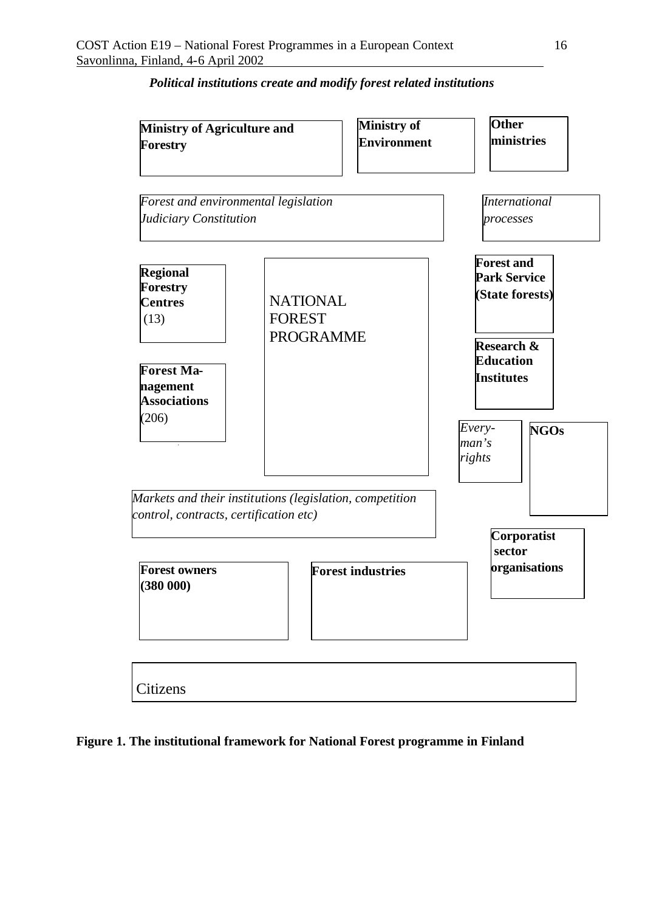*Political institutions create and modify forest related institutions*

**Ministry of Agriculture and Forestry**

**Ministry of Environment**

**Other ministries**

*Forest and environmental legislation*
*Judiciary Constitution*

*International processes*

**Regional Forestry Centres** (13)

NATIONAL FOREST PROGRAMME

**Forest and Park Service (State forests)**

**Research & Education Institutes**

**Forest Management Associations** (206)

*Everyman's rights*

**NGOs**

*Markets and their institutions (legislation, competition control, contracts, certification etc)*

**Corporatist sector organisations**

**Forest owners (380 000)**

**Forest industries**

Citizens

**Figure 1. The institutional framework for National Forest programme in Finland**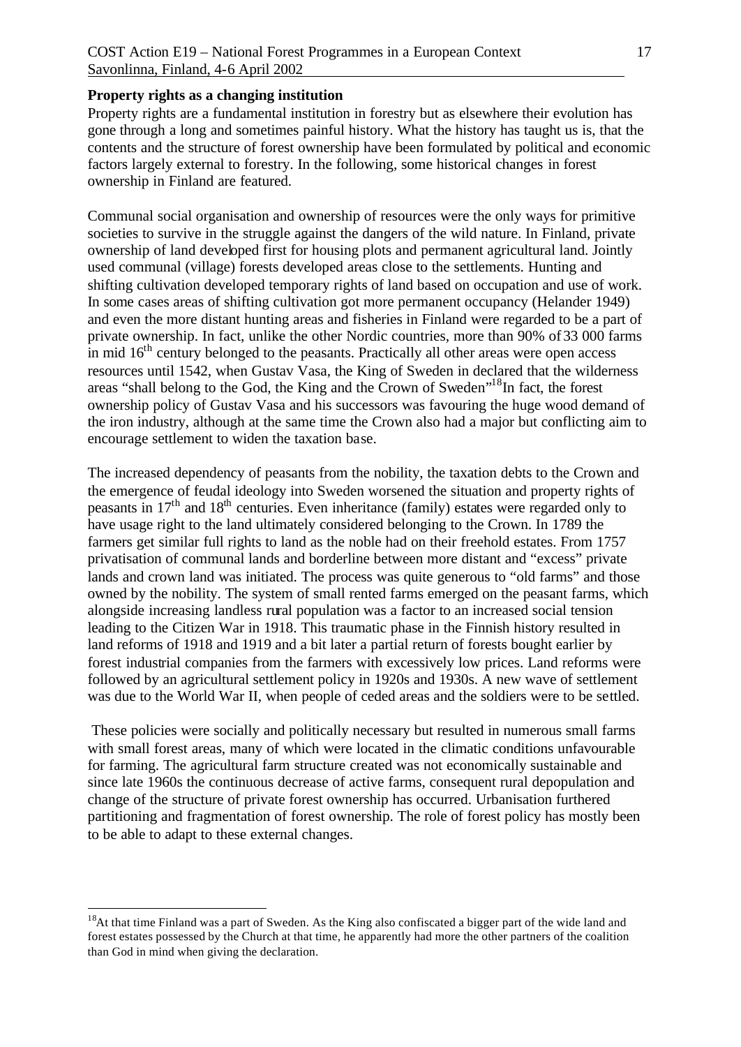**Property rights as a changing institution**

Property rights are a fundamental institution in forestry but as elsewhere their evolution has gone through a long and sometimes painful history. What the history has taught us is, that the contents and the structure of forest ownership have been formulated by political and economic factors largely external to forestry. In the following, some historical changes in forest ownership in Finland are featured.

Communal social organisation and ownership of resources were the only ways for primitive societies to survive in the struggle against the dangers of the wild nature. In Finland, private ownership of land developed first for housing plots and permanent agricultural land. Jointly used communal (village) forests developed areas close to the settlements. Hunting and shifting cultivation developed temporary rights of land based on occupation and use of work. In some cases areas of shifting cultivation got more permanent occupancy (Helander 1949) and even the more distant hunting areas and fisheries in Finland were regarded to be a part of private ownership. In fact, unlike the other Nordic countries, more than 90% of 33 000 farms in mid 16th century belonged to the peasants. Practically all other areas were open access resources until 1542, when Gustav Vasa, the King of Sweden in declared that the wilderness areas "shall belong to the God, the King and the Crown of Sweden"[18] In fact, the forest ownership policy of Gustav Vasa and his successors was favouring the huge wood demand of the iron industry, although at the same time the Crown also had a major but conflicting aim to encourage settlement to widen the taxation base.

The increased dependency of peasants from the nobility, the taxation debts to the Crown and the emergence of feudal ideology into Sweden worsened the situation and property rights of peasants in 17th and 18th centuries. Even inheritance (family) estates were regarded only to have usage right to the land ultimately considered belonging to the Crown. In 1789 the farmers get similar full rights to land as the noble had on their freehold estates. From 1757 privatisation of communal lands and borderline between more distant and "excess" private lands and crown land was initiated. The process was quite generous to "old farms" and those owned by the nobility. The system of small rented farms emerged on the peasant farms, which alongside increasing landless rural population was a factor to an increased social tension leading to the Citizen War in 1918. This traumatic phase in the Finnish history resulted in land reforms of 1918 and 1919 and a bit later a partial return of forests bought earlier by forest industrial companies from the farmers with excessively low prices. Land reforms were followed by an agricultural settlement policy in 1920s and 1930s. A new wave of settlement was due to the World War II, when people of ceded areas and the soldiers were to be settled.

These policies were socially and politically necessary but resulted in numerous small farms with small forest areas, many of which were located in the climatic conditions unfavourable for farming. The agricultural farm structure created was not economically sustainable and since late 1960s the continuous decrease of active farms, consequent rural depopulation and change of the structure of private forest ownership has occurred. Urbanisation furthered partitioning and fragmentation of forest ownership. The role of forest policy has mostly been to be able to adapt to these external changes.

---

[18] At that time Finland was a part of Sweden. As the King also confiscated a bigger part of the wide land and forest estates possessed by the Church at that time, he apparently had more the other partners of the coalition than God in mind when giving the declaration.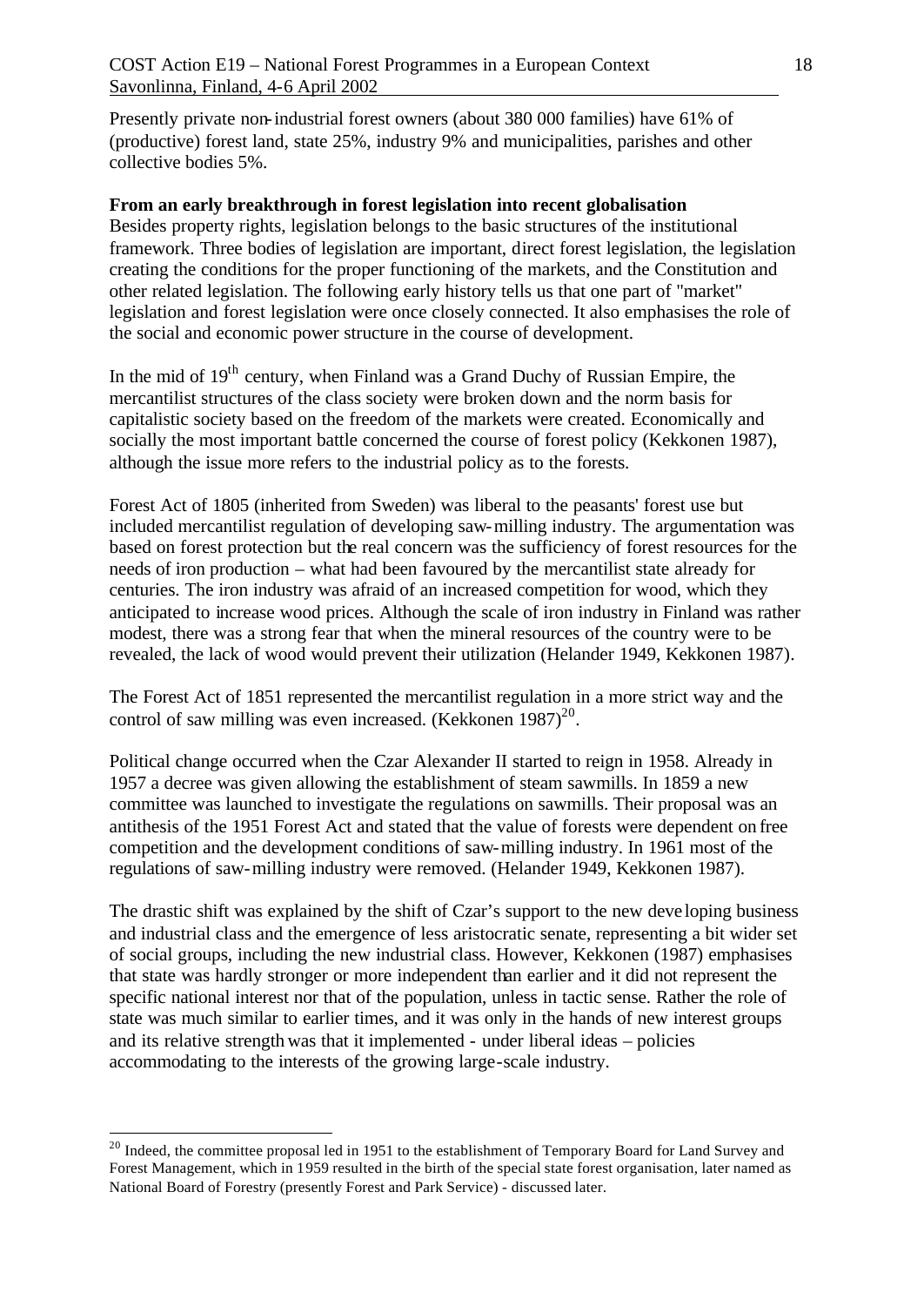Presently private non-industrial forest owners (about 380 000 families) have 61% of (productive) forest land, state 25%, industry 9% and municipalities, parishes and other collective bodies 5%.

**From an early breakthrough in forest legislation into recent globalisation**

Besides property rights, legislation belongs to the basic structures of the institutional framework. Three bodies of legislation are important, direct forest legislation, the legislation creating the conditions for the proper functioning of the markets, and the Constitution and other related legislation. The following early history tells us that one part of "market" legislation and forest legislation were once closely connected. It also emphasises the role of the social and economic power structure in the course of development.

In the mid of 19th century, when Finland was a Grand Duchy of Russian Empire, the mercantilist structures of the class society were broken down and the norm basis for capitalistic society based on the freedom of the markets were created. Economically and socially the most important battle concerned the course of forest policy (Kekkonen 1987), although the issue more refers to the industrial policy as to the forests.

Forest Act of 1805 (inherited from Sweden) was liberal to the peasants' forest use but included mercantilist regulation of developing saw-milling industry. The argumentation was based on forest protection but the real concern was the sufficiency of forest resources for the needs of iron production – what had been favoured by the mercantilist state already for centuries. The iron industry was afraid of an increased competition for wood, which they anticipated to increase wood prices. Although the scale of iron industry in Finland was rather modest, there was a strong fear that when the mineral resources of the country were to be revealed, the lack of wood would prevent their utilization (Helander 1949, Kekkonen 1987).

The Forest Act of 1851 represented the mercantilist regulation in a more strict way and the control of saw milling was even increased. (Kekkonen 1987)[20].

Political change occurred when the Czar Alexander II started to reign in 1958. Already in 1957 a decree was given allowing the establishment of steam sawmills. In 1859 a new committee was launched to investigate the regulations on sawmills. Their proposal was an antithesis of the 1951 Forest Act and stated that the value of forests were dependent on free competition and the development conditions of saw-milling industry. In 1961 most of the regulations of saw-milling industry were removed. (Helander 1949, Kekkonen 1987).

The drastic shift was explained by the shift of Czar's support to the new developing business and industrial class and the emergence of less aristocratic senate, representing a bit wider set of social groups, including the new industrial class. However, Kekkonen (1987) emphasises that state was hardly stronger or more independent than earlier and it did not represent the specific national interest nor that of the population, unless in tactic sense. Rather the role of state was much similar to earlier times, and it was only in the hands of new interest groups and its relative strength was that it implemented - under liberal ideas – policies accommodating to the interests of the growing large-scale industry.

[20] Indeed, the committee proposal led in 1951 to the establishment of Temporary Board for Land Survey and Forest Management, which in 1959 resulted in the birth of the special state forest organisation, later named as National Board of Forestry (presently Forest and Park Service) - discussed later.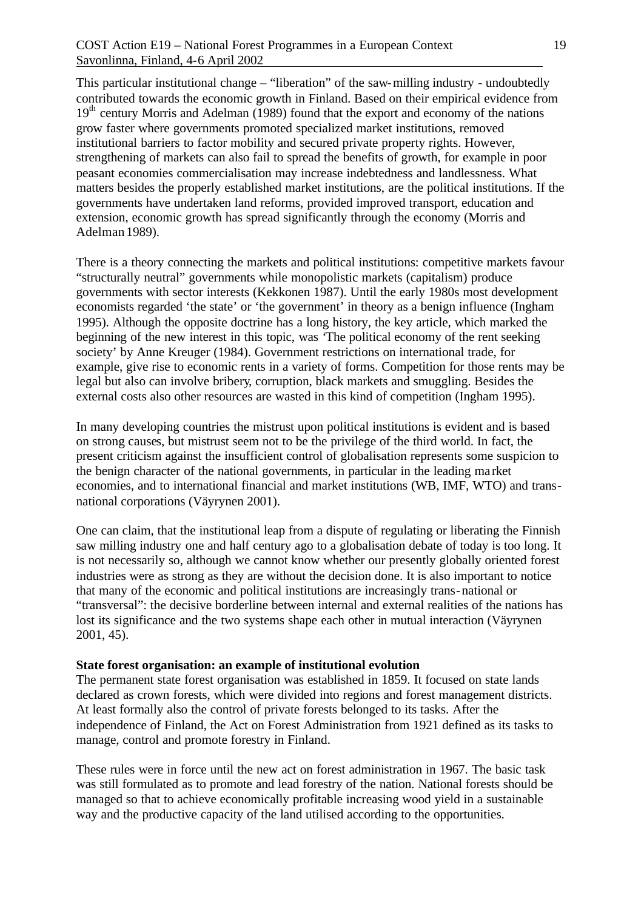This particular institutional change – "liberation" of the saw-milling industry - undoubtedly contributed towards the economic growth in Finland. Based on their empirical evidence from 19th century Morris and Adelman (1989) found that the export and economy of the nations grow faster where governments promoted specialized market institutions, removed institutional barriers to factor mobility and secured private property rights. However, strengthening of markets can also fail to spread the benefits of growth, for example in poor peasant economies commercialisation may increase indebtedness and landlessness. What matters besides the properly established market institutions, are the political institutions. If the governments have undertaken land reforms, provided improved transport, education and extension, economic growth has spread significantly through the economy (Morris and Adelman 1989).

There is a theory connecting the markets and political institutions: competitive markets favour "structurally neutral" governments while monopolistic markets (capitalism) produce governments with sector interests (Kekkonen 1987). Until the early 1980s most development economists regarded 'the state' or 'the government' in theory as a benign influence (Ingham 1995). Although the opposite doctrine has a long history, the key article, which marked the beginning of the new interest in this topic, was 'The political economy of the rent seeking society' by Anne Kreuger (1984). Government restrictions on international trade, for example, give rise to economic rents in a variety of forms. Competition for those rents may be legal but also can involve bribery, corruption, black markets and smuggling. Besides the external costs also other resources are wasted in this kind of competition (Ingham 1995).

In many developing countries the mistrust upon political institutions is evident and is based on strong causes, but mistrust seem not to be the privilege of the third world. In fact, the present criticism against the insufficient control of globalisation represents some suspicion to the benign character of the national governments, in particular in the leading market economies, and to international financial and market institutions (WB, IMF, WTO) and trans-national corporations (Väyrynen 2001).

One can claim, that the institutional leap from a dispute of regulating or liberating the Finnish saw milling industry one and half century ago to a globalisation debate of today is too long. It is not necessarily so, although we cannot know whether our presently globally oriented forest industries were as strong as they are without the decision done. It is also important to notice that many of the economic and political institutions are increasingly trans-national or "transversal": the decisive borderline between internal and external realities of the nations has lost its significance and the two systems shape each other in mutual interaction (Väyrynen 2001, 45).

**State forest organisation: an example of institutional evolution**

The permanent state forest organisation was established in 1859. It focused on state lands declared as crown forests, which were divided into regions and forest management districts. At least formally also the control of private forests belonged to its tasks. After the independence of Finland, the Act on Forest Administration from 1921 defined as its tasks to manage, control and promote forestry in Finland.

These rules were in force until the new act on forest administration in 1967. The basic task was still formulated as to promote and lead forestry of the nation. National forests should be managed so that to achieve economically profitable increasing wood yield in a sustainable way and the productive capacity of the land utilised according to the opportunities.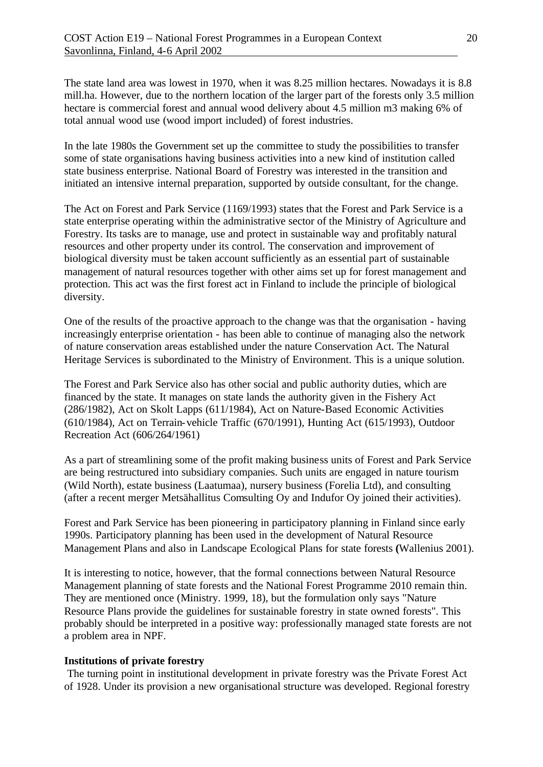The state land area was lowest in 1970, when it was 8.25 million hectares. Nowadays it is 8.8 mill.ha. However, due to the northern location of the larger part of the forests only 3.5 million hectare is commercial forest and annual wood delivery about 4.5 million m3 making 6% of total annual wood use (wood import included) of forest industries.

In the late 1980s the Government set up the committee to study the possibilities to transfer some of state organisations having business activities into a new kind of institution called state business enterprise. National Board of Forestry was interested in the transition and initiated an intensive internal preparation, supported by outside consultant, for the change.

The Act on Forest and Park Service (1169/1993) states that the Forest and Park Service is a state enterprise operating within the administrative sector of the Ministry of Agriculture and Forestry. Its tasks are to manage, use and protect in sustainable way and profitably natural resources and other property under its control. The conservation and improvement of biological diversity must be taken account sufficiently as an essential part of sustainable management of natural resources together with other aims set up for forest management and protection. This act was the first forest act in Finland to include the principle of biological diversity.

One of the results of the proactive approach to the change was that the organisation - having increasingly enterprise orientation - has been able to continue of managing also the network of nature conservation areas established under the nature Conservation Act. The Natural Heritage Services is subordinated to the Ministry of Environment. This is a unique solution.

The Forest and Park Service also has other social and public authority duties, which are financed by the state. It manages on state lands the authority given in the Fishery Act (286/1982), Act on Skolt Lapps (611/1984), Act on Nature-Based Economic Activities (610/1984), Act on Terrain-vehicle Traffic (670/1991), Hunting Act (615/1993), Outdoor Recreation Act (606/264/1961)

As a part of streamlining some of the profit making business units of Forest and Park Service are being restructured into subsidiary companies. Such units are engaged in nature tourism (Wild North), estate business (Laatumaa), nursery business (Forelia Ltd), and consulting (after a recent merger Metsähallitus Comsulting Oy and Indufor Oy joined their activities).

Forest and Park Service has been pioneering in participatory planning in Finland since early 1990s. Participatory planning has been used in the development of Natural Resource Management Plans and also in Landscape Ecological Plans for state forests **(**Wallenius 2001).

It is interesting to notice, however, that the formal connections between Natural Resource Management planning of state forests and the National Forest Programme 2010 remain thin. They are mentioned once (Ministry. 1999, 18), but the formulation only says "Nature Resource Plans provide the guidelines for sustainable forestry in state owned forests". This probably should be interpreted in a positive way: professionally managed state forests are not a problem area in NPF.

**Institutions of private forestry**

The turning point in institutional development in private forestry was the Private Forest Act of 1928. Under its provision a new organisational structure was developed. Regional forestry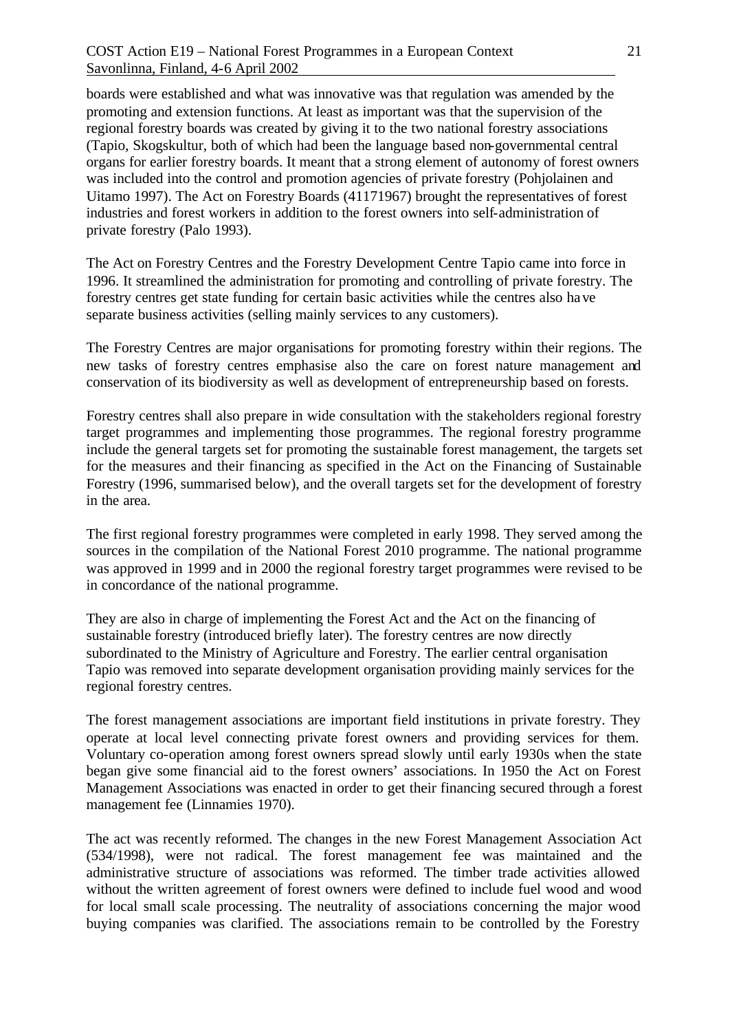boards were established and what was innovative was that regulation was amended by the promoting and extension functions. At least as important was that the supervision of the regional forestry boards was created by giving it to the two national forestry associations (Tapio, Skogskultur, both of which had been the language based non-governmental central organs for earlier forestry boards. It meant that a strong element of autonomy of forest owners was included into the control and promotion agencies of private forestry (Pohjolainen and Uitamo 1997). The Act on Forestry Boards (41171967) brought the representatives of forest industries and forest workers in addition to the forest owners into self-administration of private forestry (Palo 1993).

The Act on Forestry Centres and the Forestry Development Centre Tapio came into force in 1996. It streamlined the administration for promoting and controlling of private forestry. The forestry centres get state funding for certain basic activities while the centres also have separate business activities (selling mainly services to any customers).

The Forestry Centres are major organisations for promoting forestry within their regions. The new tasks of forestry centres emphasise also the care on forest nature management and conservation of its biodiversity as well as development of entrepreneurship based on forests.

Forestry centres shall also prepare in wide consultation with the stakeholders regional forestry target programmes and implementing those programmes. The regional forestry programme include the general targets set for promoting the sustainable forest management, the targets set for the measures and their financing as specified in the Act on the Financing of Sustainable Forestry (1996, summarised below), and the overall targets set for the development of forestry in the area.

The first regional forestry programmes were completed in early 1998. They served among the sources in the compilation of the National Forest 2010 programme. The national programme was approved in 1999 and in 2000 the regional forestry target programmes were revised to be in concordance of the national programme.

They are also in charge of implementing the Forest Act and the Act on the financing of sustainable forestry (introduced briefly later). The forestry centres are now directly subordinated to the Ministry of Agriculture and Forestry. The earlier central organisation Tapio was removed into separate development organisation providing mainly services for the regional forestry centres.

The forest management associations are important field institutions in private forestry. They operate at local level connecting private forest owners and providing services for them. Voluntary co-operation among forest owners spread slowly until early 1930s when the state began give some financial aid to the forest owners' associations. In 1950 the Act on Forest Management Associations was enacted in order to get their financing secured through a forest management fee (Linnamies 1970).

The act was recently reformed. The changes in the new Forest Management Association Act (534/1998), were not radical. The forest management fee was maintained and the administrative structure of associations was reformed. The timber trade activities allowed without the written agreement of forest owners were defined to include fuel wood and wood for local small scale processing. The neutrality of associations concerning the major wood buying companies was clarified. The associations remain to be controlled by the Forestry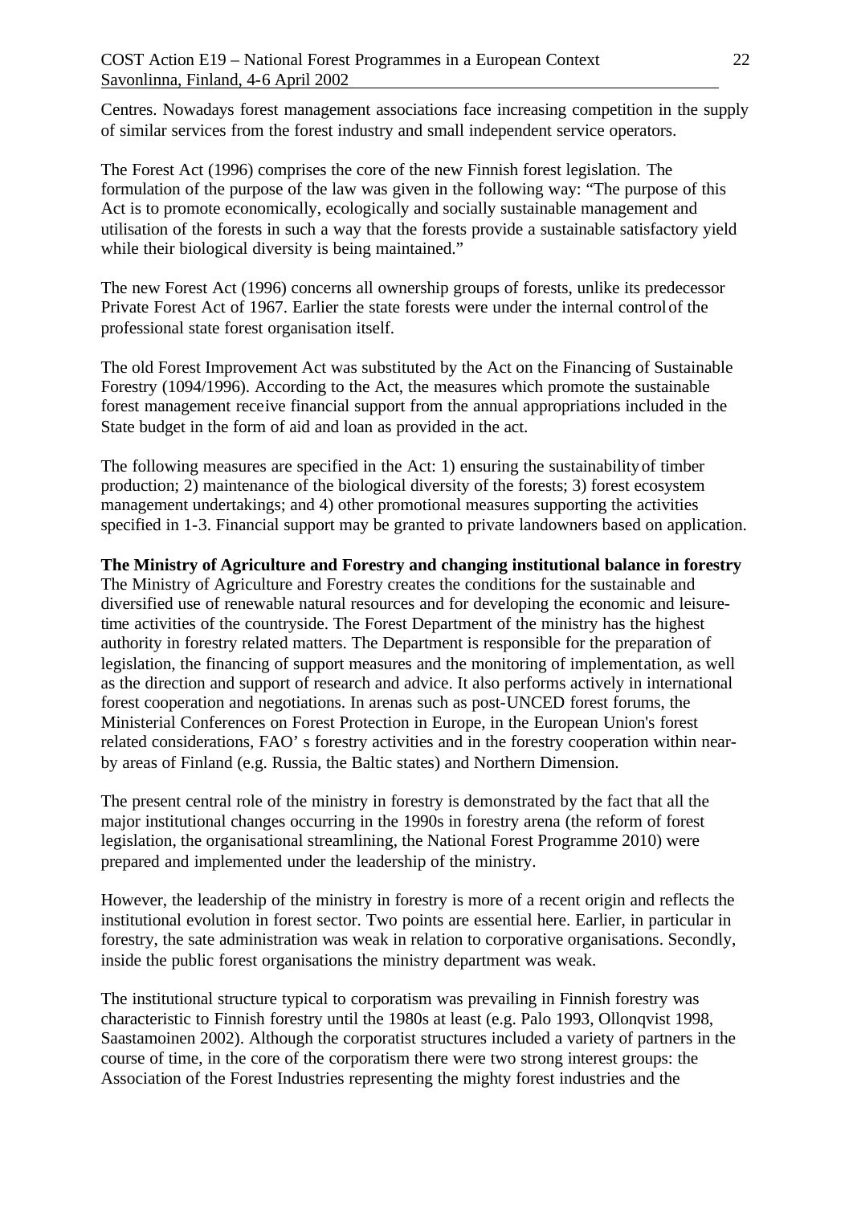Centres. Nowadays forest management associations face increasing competition in the supply of similar services from the forest industry and small independent service operators.

The Forest Act (1996) comprises the core of the new Finnish forest legislation. The formulation of the purpose of the law was given in the following way: "The purpose of this Act is to promote economically, ecologically and socially sustainable management and utilisation of the forests in such a way that the forests provide a sustainable satisfactory yield while their biological diversity is being maintained."

The new Forest Act (1996) concerns all ownership groups of forests, unlike its predecessor Private Forest Act of 1967. Earlier the state forests were under the internal control of the professional state forest organisation itself.

The old Forest Improvement Act was substituted by the Act on the Financing of Sustainable Forestry (1094/1996). According to the Act, the measures which promote the sustainable forest management receive financial support from the annual appropriations included in the State budget in the form of aid and loan as provided in the act.

The following measures are specified in the Act: 1) ensuring the sustainability of timber production; 2) maintenance of the biological diversity of the forests; 3) forest ecosystem management undertakings; and 4) other promotional measures supporting the activities specified in 1-3. Financial support may be granted to private landowners based on application.

**The Ministry of Agriculture and Forestry and changing institutional balance in forestry**
The Ministry of Agriculture and Forestry creates the conditions for the sustainable and diversified use of renewable natural resources and for developing the economic and leisure-time activities of the countryside. The Forest Department of the ministry has the highest authority in forestry related matters. The Department is responsible for the preparation of legislation, the financing of support measures and the monitoring of implementation, as well as the direction and support of research and advice. It also performs actively in international forest cooperation and negotiations. In arenas such as post-UNCED forest forums, the Ministerial Conferences on Forest Protection in Europe, in the European Union's forest related considerations, FAO' s forestry activities and in the forestry cooperation within near-by areas of Finland (e.g. Russia, the Baltic states) and Northern Dimension.

The present central role of the ministry in forestry is demonstrated by the fact that all the major institutional changes occurring in the 1990s in forestry arena (the reform of forest legislation, the organisational streamlining, the National Forest Programme 2010) were prepared and implemented under the leadership of the ministry.

However, the leadership of the ministry in forestry is more of a recent origin and reflects the institutional evolution in forest sector. Two points are essential here. Earlier, in particular in forestry, the sate administration was weak in relation to corporative organisations. Secondly, inside the public forest organisations the ministry department was weak.

The institutional structure typical to corporatism was prevailing in Finnish forestry was characteristic to Finnish forestry until the 1980s at least (e.g. Palo 1993, Ollonqvist 1998, Saastamoinen 2002). Although the corporatist structures included a variety of partners in the course of time, in the core of the corporatism there were two strong interest groups: the Association of the Forest Industries representing the mighty forest industries and the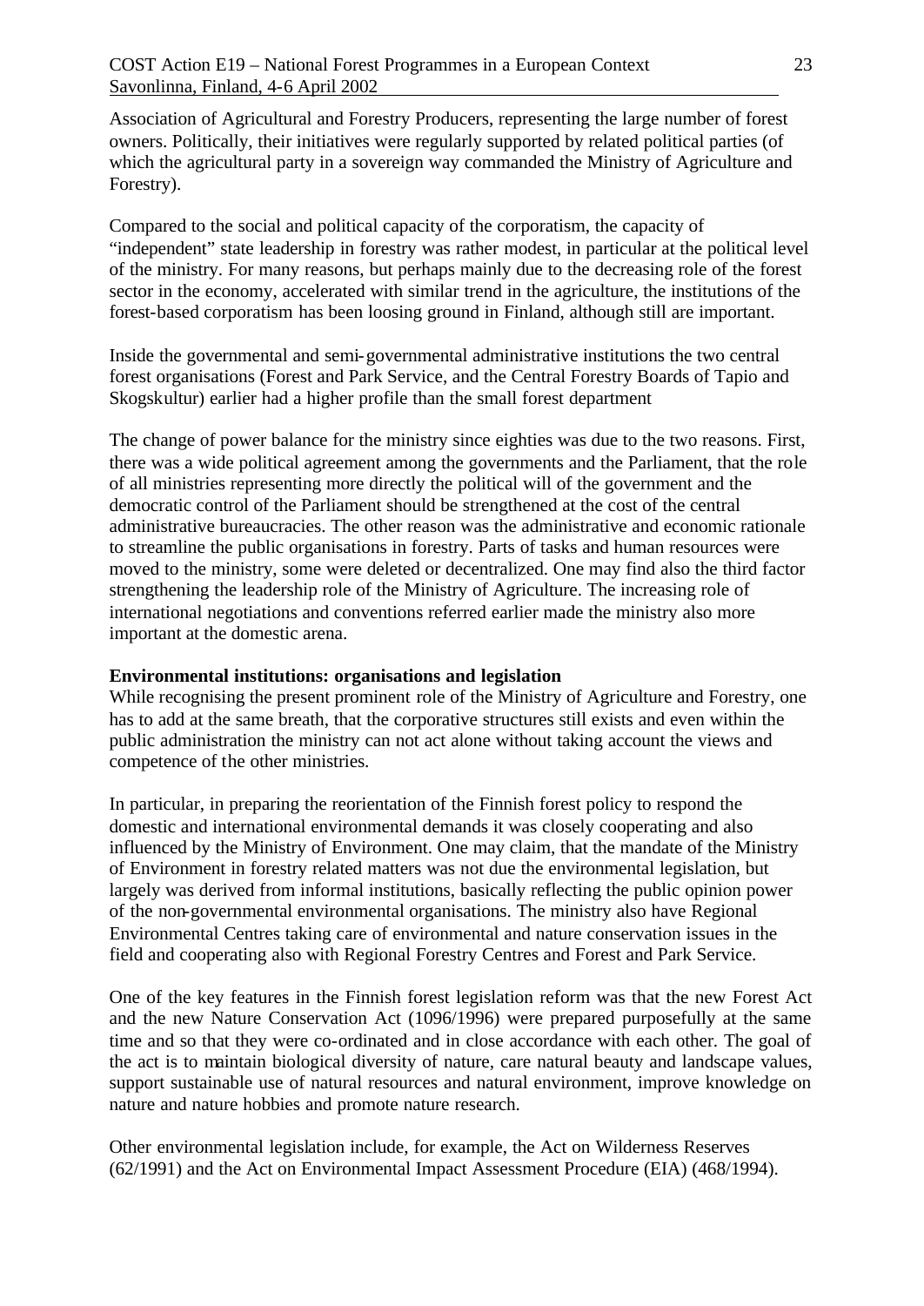Association of Agricultural and Forestry Producers, representing the large number of forest owners. Politically, their initiatives were regularly supported by related political parties (of which the agricultural party in a sovereign way commanded the Ministry of Agriculture and Forestry).

Compared to the social and political capacity of the corporatism, the capacity of "independent" state leadership in forestry was rather modest, in particular at the political level of the ministry. For many reasons, but perhaps mainly due to the decreasing role of the forest sector in the economy, accelerated with similar trend in the agriculture, the institutions of the forest-based corporatism has been loosing ground in Finland, although still are important.

Inside the governmental and semi-governmental administrative institutions the two central forest organisations (Forest and Park Service, and the Central Forestry Boards of Tapio and Skogskultur) earlier had a higher profile than the small forest department

The change of power balance for the ministry since eighties was due to the two reasons. First, there was a wide political agreement among the governments and the Parliament, that the role of all ministries representing more directly the political will of the government and the democratic control of the Parliament should be strengthened at the cost of the central administrative bureaucracies. The other reason was the administrative and economic rationale to streamline the public organisations in forestry. Parts of tasks and human resources were moved to the ministry, some were deleted or decentralized. One may find also the third factor strengthening the leadership role of the Ministry of Agriculture. The increasing role of international negotiations and conventions referred earlier made the ministry also more important at the domestic arena.

**Environmental institutions: organisations and legislation**

While recognising the present prominent role of the Ministry of Agriculture and Forestry, one has to add at the same breath, that the corporative structures still exists and even within the public administration the ministry can not act alone without taking account the views and competence of the other ministries.

In particular, in preparing the reorientation of the Finnish forest policy to respond the domestic and international environmental demands it was closely cooperating and also influenced by the Ministry of Environment. One may claim, that the mandate of the Ministry of Environment in forestry related matters was not due the environmental legislation, but largely was derived from informal institutions, basically reflecting the public opinion power of the non-governmental environmental organisations. The ministry also have Regional Environmental Centres taking care of environmental and nature conservation issues in the field and cooperating also with Regional Forestry Centres and Forest and Park Service.

One of the key features in the Finnish forest legislation reform was that the new Forest Act and the new Nature Conservation Act (1096/1996) were prepared purposefully at the same time and so that they were co-ordinated and in close accordance with each other. The goal of the act is to maintain biological diversity of nature, care natural beauty and landscape values, support sustainable use of natural resources and natural environment, improve knowledge on nature and nature hobbies and promote nature research.

Other environmental legislation include, for example, the Act on Wilderness Reserves (62/1991) and the Act on Environmental Impact Assessment Procedure (EIA) (468/1994).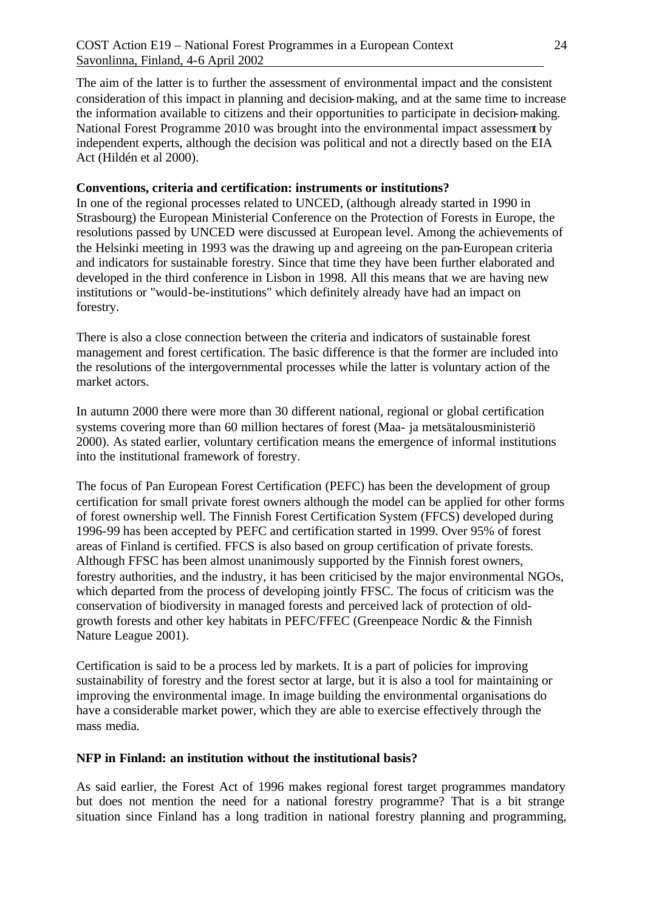The aim of the latter is to further the assessment of environmental impact and the consistent consideration of this impact in planning and decision-making, and at the same time to increase the information available to citizens and their opportunities to participate in decision-making. National Forest Programme 2010 was brought into the environmental impact assessment by independent experts, although the decision was political and not a directly based on the EIA Act (Hildén et al 2000).

**Conventions, criteria and certification: instruments or institutions?**

In one of the regional processes related to UNCED, (although already started in 1990 in Strasbourg) the European Ministerial Conference on the Protection of Forests in Europe, the resolutions passed by UNCED were discussed at European level. Among the achievements of the Helsinki meeting in 1993 was the drawing up and agreeing on the pan-European criteria and indicators for sustainable forestry. Since that time they have been further elaborated and developed in the third conference in Lisbon in 1998. All this means that we are having new institutions or "would-be-institutions" which definitely already have had an impact on forestry.

There is also a close connection between the criteria and indicators of sustainable forest management and forest certification. The basic difference is that the former are included into the resolutions of the intergovernmental processes while the latter is voluntary action of the market actors.

In autumn 2000 there were more than 30 different national, regional or global certification systems covering more than 60 million hectares of forest (Maa- ja metsätalousministeriö 2000). As stated earlier, voluntary certification means the emergence of informal institutions into the institutional framework of forestry.

The focus of Pan European Forest Certification (PEFC) has been the development of group certification for small private forest owners although the model can be applied for other forms of forest ownership well. The Finnish Forest Certification System (FFCS) developed during 1996-99 has been accepted by PEFC and certification started in 1999. Over 95% of forest areas of Finland is certified. FFCS is also based on group certification of private forests. Although FFSC has been almost unanimously supported by the Finnish forest owners, forestry authorities, and the industry, it has been criticised by the major environmental NGOs, which departed from the process of developing jointly FFSC. The focus of criticism was the conservation of biodiversity in managed forests and perceived lack of protection of old-growth forests and other key habitats in PEFC/FFEC (Greenpeace Nordic & the Finnish Nature League 2001).

Certification is said to be a process led by markets. It is a part of policies for improving sustainability of forestry and the forest sector at large, but it is also a tool for maintaining or improving the environmental image. In image building the environmental organisations do have a considerable market power, which they are able to exercise effectively through the mass media.

**NFP in Finland: an institution without the institutional basis?**

As said earlier, the Forest Act of 1996 makes regional forest target programmes mandatory but does not mention the need for a national forestry programme? That is a bit strange situation since Finland has a long tradition in national forestry planning and programming,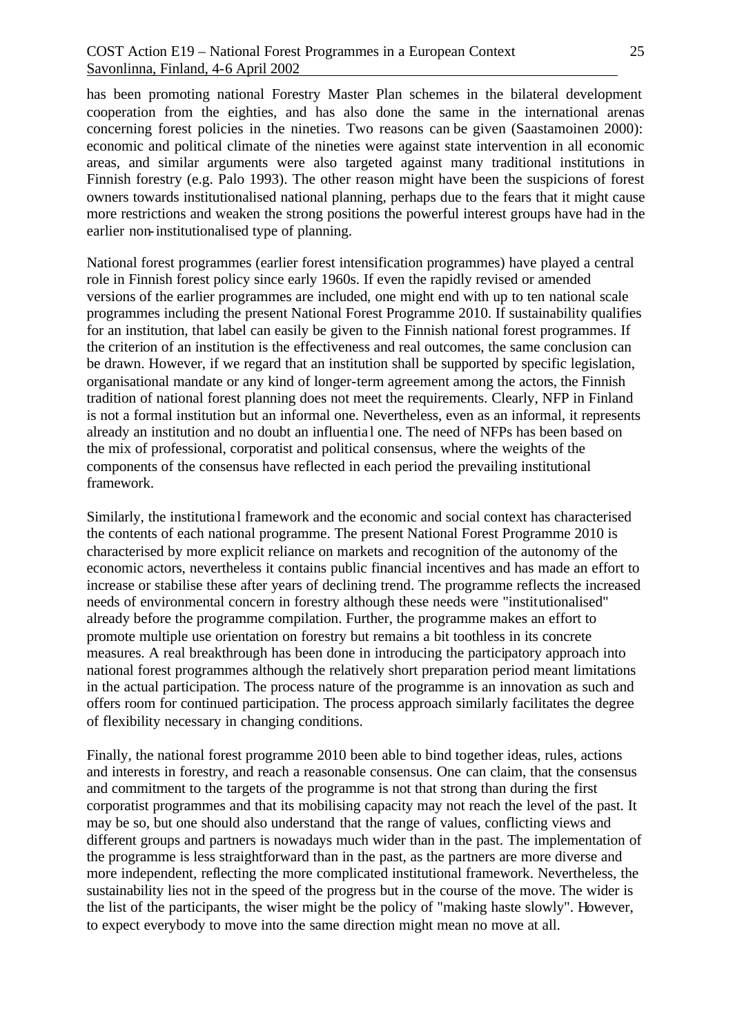has been promoting national Forestry Master Plan schemes in the bilateral development cooperation from the eighties, and has also done the same in the international arenas concerning forest policies in the nineties. Two reasons can be given (Saastamoinen 2000): economic and political climate of the nineties were against state intervention in all economic areas, and similar arguments were also targeted against many traditional institutions in Finnish forestry (e.g. Palo 1993). The other reason might have been the suspicions of forest owners towards institutionalised national planning, perhaps due to the fears that it might cause more restrictions and weaken the strong positions the powerful interest groups have had in the earlier non-institutionalised type of planning.

National forest programmes (earlier forest intensification programmes) have played a central role in Finnish forest policy since early 1960s. If even the rapidly revised or amended versions of the earlier programmes are included, one might end with up to ten national scale programmes including the present National Forest Programme 2010. If sustainability qualifies for an institution, that label can easily be given to the Finnish national forest programmes. If the criterion of an institution is the effectiveness and real outcomes, the same conclusion can be drawn. However, if we regard that an institution shall be supported by specific legislation, organisational mandate or any kind of longer-term agreement among the actors, the Finnish tradition of national forest planning does not meet the requirements. Clearly, NFP in Finland is not a formal institution but an informal one. Nevertheless, even as an informal, it represents already an institution and no doubt an influential one. The need of NFPs has been based on the mix of professional, corporatist and political consensus, where the weights of the components of the consensus have reflected in each period the prevailing institutional framework.

Similarly, the institutional framework and the economic and social context has characterised the contents of each national programme. The present National Forest Programme 2010 is characterised by more explicit reliance on markets and recognition of the autonomy of the economic actors, nevertheless it contains public financial incentives and has made an effort to increase or stabilise these after years of declining trend. The programme reflects the increased needs of environmental concern in forestry although these needs were "institutionalised" already before the programme compilation. Further, the programme makes an effort to promote multiple use orientation on forestry but remains a bit toothless in its concrete measures. A real breakthrough has been done in introducing the participatory approach into national forest programmes although the relatively short preparation period meant limitations in the actual participation. The process nature of the programme is an innovation as such and offers room for continued participation. The process approach similarly facilitates the degree of flexibility necessary in changing conditions.

Finally, the national forest programme 2010 been able to bind together ideas, rules, actions and interests in forestry, and reach a reasonable consensus. One can claim, that the consensus and commitment to the targets of the programme is not that strong than during the first corporatist programmes and that its mobilising capacity may not reach the level of the past. It may be so, but one should also understand that the range of values, conflicting views and different groups and partners is nowadays much wider than in the past. The implementation of the programme is less straightforward than in the past, as the partners are more diverse and more independent, reflecting the more complicated institutional framework. Nevertheless, the sustainability lies not in the speed of the progress but in the course of the move. The wider is the list of the participants, the wiser might be the policy of "making haste slowly". However, to expect everybody to move into the same direction might mean no move at all.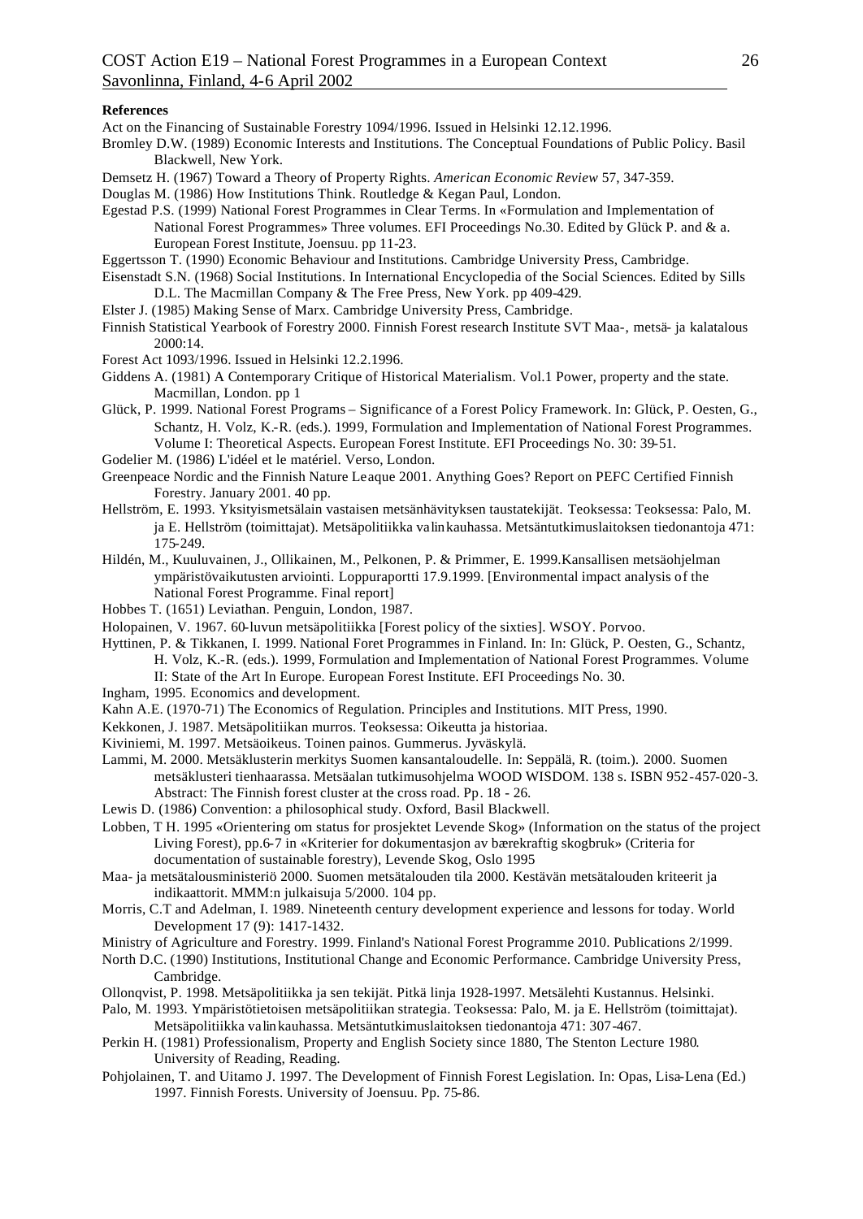**References**

Act on the Financing of Sustainable Forestry 1094/1996. Issued in Helsinki 12.12.1996.

Bromley D.W. (1989) Economic Interests and Institutions. The Conceptual Foundations of Public Policy. Basil Blackwell, New York.

Demsetz H. (1967) Toward a Theory of Property Rights. *American Economic Review* 57, 347-359.

Douglas M. (1986) How Institutions Think. Routledge & Kegan Paul, London.

Egestad P.S. (1999) National Forest Programmes in Clear Terms. In «Formulation and Implementation of National Forest Programmes» Three volumes. EFI Proceedings No.30. Edited by Glück P. and & a. European Forest Institute, Joensuu. pp 11-23.

Eggertsson T. (1990) Economic Behaviour and Institutions. Cambridge University Press, Cambridge.

Eisenstadt S.N. (1968) Social Institutions. In International Encyclopedia of the Social Sciences. Edited by Sills D.L. The Macmillan Company & The Free Press, New York. pp 409-429.

Elster J. (1985) Making Sense of Marx. Cambridge University Press, Cambridge.

Finnish Statistical Yearbook of Forestry 2000. Finnish Forest research Institute SVT Maa-, metsä- ja kalatalous 2000:14.

Forest Act 1093/1996. Issued in Helsinki 12.2.1996.

Giddens A. (1981) A Contemporary Critique of Historical Materialism. Vol.1 Power, property and the state. Macmillan, London. pp 1

Glück, P. 1999. National Forest Programs – Significance of a Forest Policy Framework. In: Glück, P. Oesten, G., Schantz, H. Volz, K.-R. (eds.). 1999, Formulation and Implementation of National Forest Programmes. Volume I: Theoretical Aspects. European Forest Institute. EFI Proceedings No. 30: 39-51.

Godelier M. (1986) L'idéel et le matériel. Verso, London.

Greenpeace Nordic and the Finnish Nature Leaque 2001. Anything Goes? Report on PEFC Certified Finnish Forestry. January 2001. 40 pp.

Hellström, E. 1993. Yksityismetsälain vastaisen metsänhävityksen taustatekijät. Teoksessa: Teoksessa: Palo, M. ja E. Hellström (toimittajat). Metsäpolitiikka valinkauhassa. Metsäntutkimuslaitoksen tiedonantoja 471: 175-249.

Hildén, M., Kuuluvainen, J., Ollikainen, M., Pelkonen, P. & Primmer, E. 1999.Kansallisen metsäohjelman ympäristövaikutusten arviointi. Loppuraportti 17.9.1999. [Environmental impact analysis of the National Forest Programme. Final report]

Hobbes T. (1651) Leviathan. Penguin, London, 1987.

Holopainen, V. 1967. 60-luvun metsäpolitiikka [Forest policy of the sixties]. WSOY. Porvoo.

Hyttinen, P. & Tikkanen, I. 1999. National Foret Programmes in Finland. In: In: Glück, P. Oesten, G., Schantz, H. Volz, K.-R. (eds.). 1999, Formulation and Implementation of National Forest Programmes. Volume II: State of the Art In Europe. European Forest Institute. EFI Proceedings No. 30.

Ingham, 1995. Economics and development.

Kahn A.E. (1970-71) The Economics of Regulation. Principles and Institutions. MIT Press, 1990.

Kekkonen, J. 1987. Metsäpolitiikan murros. Teoksessa: Oikeutta ja historiaa.

Kiviniemi, M. 1997. Metsäoikeus. Toinen painos. Gummerus. Jyväskylä.

Lammi, M. 2000. Metsäklusterin merkitys Suomen kansantaloudelle. In: Seppälä, R. (toim.). 2000. Suomen metsäklusteri tienhaarassa. Metsäalan tutkimusohjelma WOOD WISDOM. 138 s. ISBN 952-457-020-3. Abstract: The Finnish forest cluster at the cross road. Pp. 18 - 26.

Lewis D. (1986) Convention: a philosophical study. Oxford, Basil Blackwell.

Lobben, T H. 1995 «Orientering om status for prosjektet Levende Skog» (Information on the status of the project Living Forest), pp.6-7 in «Kriterier for dokumentasjon av bærekraftig skogbruk» (Criteria for documentation of sustainable forestry), Levende Skog, Oslo 1995

Maa- ja metsätalousministeriö 2000. Suomen metsätalouden tila 2000. Kestävän metsätalouden kriteerit ja indikaattorit. MMM:n julkaisuja 5/2000. 104 pp.

Morris, C.T and Adelman, I. 1989. Nineteenth century development experience and lessons for today. World Development 17 (9): 1417-1432.

Ministry of Agriculture and Forestry. 1999. Finland's National Forest Programme 2010. Publications 2/1999.

North D.C. (1990) Institutions, Institutional Change and Economic Performance. Cambridge University Press, Cambridge.

Ollonqvist, P. 1998. Metsäpolitiikka ja sen tekijät. Pitkä linja 1928-1997. Metsälehti Kustannus. Helsinki.

Palo, M. 1993. Ympäristötietoisen metsäpolitiikan strategia. Teoksessa: Palo, M. ja E. Hellström (toimittajat). Metsäpolitiikka valinkauhassa. Metsäntutkimuslaitoksen tiedonantoja 471: 307-467.

Perkin H. (1981) Professionalism, Property and English Society since 1880, The Stenton Lecture 1980. University of Reading, Reading.

Pohjolainen, T. and Uitamo J. 1997. The Development of Finnish Forest Legislation. In: Opas, Lisa-Lena (Ed.) 1997. Finnish Forests. University of Joensuu. Pp. 75-86.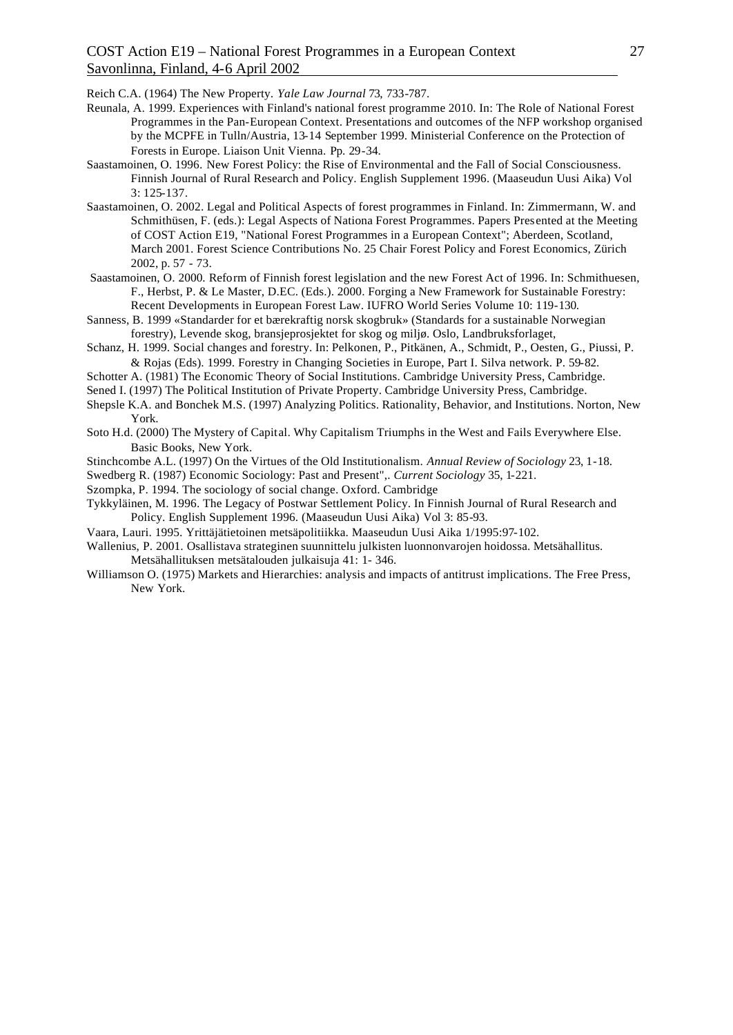Reich C.A. (1964) The New Property. *Yale Law Journal* 73, 733-787.

Reunala, A. 1999. Experiences with Finland's national forest programme 2010. In: The Role of National Forest Programmes in the Pan-European Context. Presentations and outcomes of the NFP workshop organised by the MCPFE in Tulln/Austria, 13-14 September 1999. Ministerial Conference on the Protection of Forests in Europe. Liaison Unit Vienna. Pp. 29-34.

Saastamoinen, O. 1996. New Forest Policy: the Rise of Environmental and the Fall of Social Consciousness. Finnish Journal of Rural Research and Policy. English Supplement 1996. (Maaseudun Uusi Aika) Vol 3: 125-137.

Saastamoinen, O. 2002. Legal and Political Aspects of forest programmes in Finland. In: Zimmermann, W. and Schmithüsen, F. (eds.): Legal Aspects of Nationa Forest Programmes. Papers Presented at the Meeting of COST Action E19, "National Forest Programmes in a European Context"; Aberdeen, Scotland, March 2001. Forest Science Contributions No. 25 Chair Forest Policy and Forest Economics, Zürich 2002, p. 57 - 73.

Saastamoinen, O. 2000. Reform of Finnish forest legislation and the new Forest Act of 1996. In: Schmithuesen, F., Herbst, P. & Le Master, D.EC. (Eds.). 2000. Forging a New Framework for Sustainable Forestry: Recent Developments in European Forest Law. IUFRO World Series Volume 10: 119-130.

Sanness, B. 1999 «Standarder for et bærekraftig norsk skogbruk» (Standards for a sustainable Norwegian forestry), Levende skog, bransjeprosjektet for skog og miljø. Oslo, Landbruksforlaget,

Schanz, H. 1999. Social changes and forestry. In: Pelkonen, P., Pitkänen, A., Schmidt, P., Oesten, G., Piussi, P. & Rojas (Eds). 1999. Forestry in Changing Societies in Europe, Part I. Silva network. P. 59-82.

Schotter A. (1981) The Economic Theory of Social Institutions. Cambridge University Press, Cambridge.

Sened I. (1997) The Political Institution of Private Property. Cambridge University Press, Cambridge.

Shepsle K.A. and Bonchek M.S. (1997) Analyzing Politics. Rationality, Behavior, and Institutions. Norton, New York.

Soto H.d. (2000) The Mystery of Capital. Why Capitalism Triumphs in the West and Fails Everywhere Else. Basic Books, New York.

Stinchcombe A.L. (1997) On the Virtues of the Old Institutionalism. *Annual Review of Sociology* 23, 1-18.

Swedberg R. (1987) Economic Sociology: Past and Present",. *Current Sociology* 35, 1-221.

Szompka, P. 1994. The sociology of social change. Oxford. Cambridge

Tykkyläinen, M. 1996. The Legacy of Postwar Settlement Policy. In Finnish Journal of Rural Research and Policy. English Supplement 1996. (Maaseudun Uusi Aika) Vol 3: 85-93.

Vaara, Lauri. 1995. Yrittäjätietoinen metsäpolitiikka. Maaseudun Uusi Aika 1/1995:97-102.

Wallenius, P. 2001. Osallistava strateginen suunnittelu julkisten luonnonvarojen hoidossa. Metsähallitus. Metsähallituksen metsätalouden julkaisuja 41: 1- 346.

Williamson O. (1975) Markets and Hierarchies: analysis and impacts of antitrust implications. The Free Press, New York.